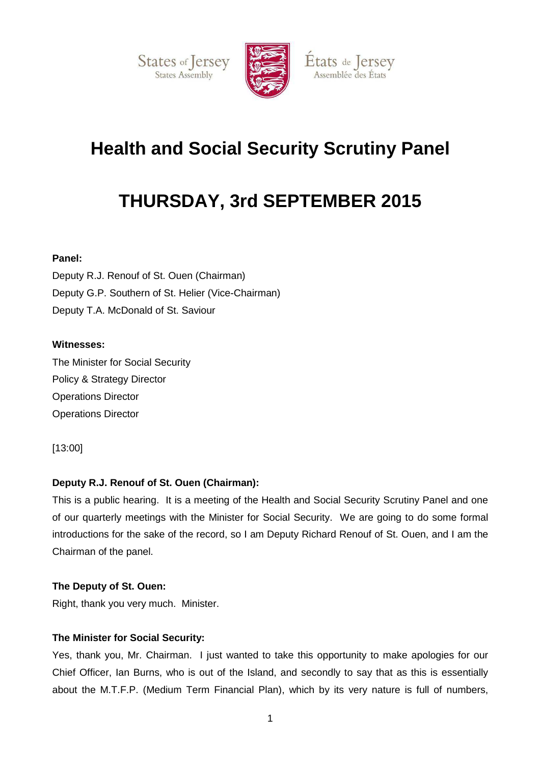States of Jersey
States Assembly

États de Jersey
Assemblée des États

# Health and Social Security Scrutiny Panel

# THURSDAY, 3rd SEPTEMBER 2015

**Panel:**

Deputy R.J. Renouf of St. Ouen (Chairman)
Deputy G.P. Southern of St. Helier (Vice-Chairman)
Deputy T.A. McDonald of St. Saviour

**Witnesses:**

The Minister for Social Security
Policy & Strategy Director
Operations Director
Operations Director

[13:00]

**Deputy R.J. Renouf of St. Ouen (Chairman):**

This is a public hearing. It is a meeting of the Health and Social Security Scrutiny Panel and one of our quarterly meetings with the Minister for Social Security. We are going to do some formal introductions for the sake of the record, so I am Deputy Richard Renouf of St. Ouen, and I am the Chairman of the panel.

**The Deputy of St. Ouen:**

Right, thank you very much. Minister.

**The Minister for Social Security:**

Yes, thank you, Mr. Chairman. I just wanted to take this opportunity to make apologies for our Chief Officer, Ian Burns, who is out of the Island, and secondly to say that as this is essentially about the M.T.F.P. (Medium Term Financial Plan), which by its very nature is full of numbers,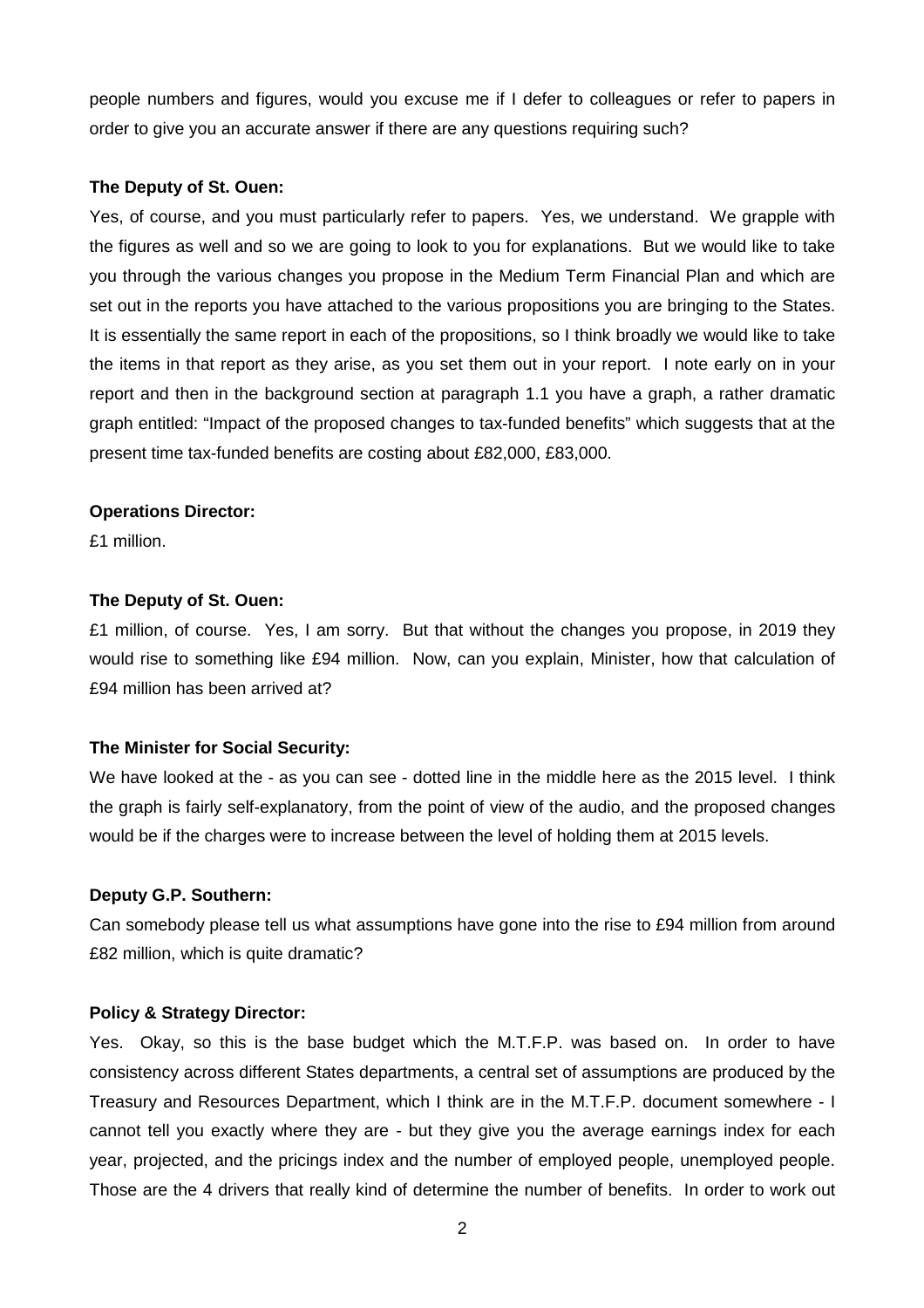people numbers and figures, would you excuse me if I defer to colleagues or refer to papers in order to give you an accurate answer if there are any questions requiring such?

**The Deputy of St. Ouen:**

Yes, of course, and you must particularly refer to papers. Yes, we understand. We grapple with the figures as well and so we are going to look to you for explanations. But we would like to take you through the various changes you propose in the Medium Term Financial Plan and which are set out in the reports you have attached to the various propositions you are bringing to the States. It is essentially the same report in each of the propositions, so I think broadly we would like to take the items in that report as they arise, as you set them out in your report. I note early on in your report and then in the background section at paragraph 1.1 you have a graph, a rather dramatic graph entitled: "Impact of the proposed changes to tax-funded benefits" which suggests that at the present time tax-funded benefits are costing about £82,000, £83,000.

**Operations Director:**

£1 million.

**The Deputy of St. Ouen:**

£1 million, of course. Yes, I am sorry. But that without the changes you propose, in 2019 they would rise to something like £94 million. Now, can you explain, Minister, how that calculation of £94 million has been arrived at?

**The Minister for Social Security:**

We have looked at the - as you can see - dotted line in the middle here as the 2015 level. I think the graph is fairly self-explanatory, from the point of view of the audio, and the proposed changes would be if the charges were to increase between the level of holding them at 2015 levels.

**Deputy G.P. Southern:**

Can somebody please tell us what assumptions have gone into the rise to £94 million from around £82 million, which is quite dramatic?

**Policy & Strategy Director:**

Yes. Okay, so this is the base budget which the M.T.F.P. was based on. In order to have consistency across different States departments, a central set of assumptions are produced by the Treasury and Resources Department, which I think are in the M.T.F.P. document somewhere - I cannot tell you exactly where they are - but they give you the average earnings index for each year, projected, and the pricings index and the number of employed people, unemployed people. Those are the 4 drivers that really kind of determine the number of benefits. In order to work out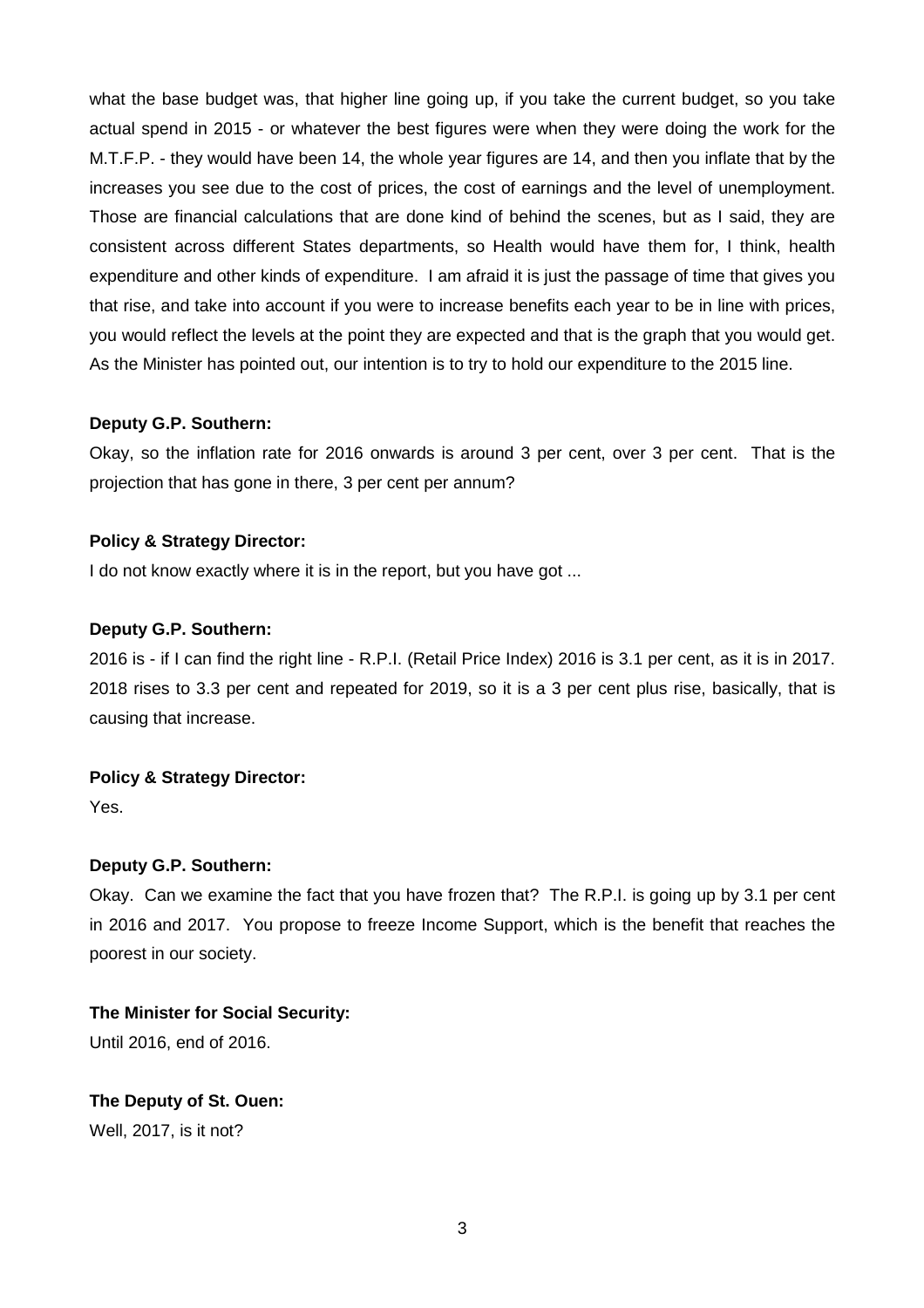what the base budget was, that higher line going up, if you take the current budget, so you take actual spend in 2015 - or whatever the best figures were when they were doing the work for the M.T.F.P. - they would have been 14, the whole year figures are 14, and then you inflate that by the increases you see due to the cost of prices, the cost of earnings and the level of unemployment. Those are financial calculations that are done kind of behind the scenes, but as I said, they are consistent across different States departments, so Health would have them for, I think, health expenditure and other kinds of expenditure. I am afraid it is just the passage of time that gives you that rise, and take into account if you were to increase benefits each year to be in line with prices, you would reflect the levels at the point they are expected and that is the graph that you would get. As the Minister has pointed out, our intention is to try to hold our expenditure to the 2015 line.

**Deputy G.P. Southern:**

Okay, so the inflation rate for 2016 onwards is around 3 per cent, over 3 per cent. That is the projection that has gone in there, 3 per cent per annum?

**Policy & Strategy Director:**

I do not know exactly where it is in the report, but you have got ...

**Deputy G.P. Southern:**

2016 is - if I can find the right line - R.P.I. (Retail Price Index) 2016 is 3.1 per cent, as it is in 2017. 2018 rises to 3.3 per cent and repeated for 2019, so it is a 3 per cent plus rise, basically, that is causing that increase.

**Policy & Strategy Director:**

Yes.

**Deputy G.P. Southern:**

Okay. Can we examine the fact that you have frozen that? The R.P.I. is going up by 3.1 per cent in 2016 and 2017. You propose to freeze Income Support, which is the benefit that reaches the poorest in our society.

**The Minister for Social Security:**

Until 2016, end of 2016.

**The Deputy of St. Ouen:**

Well, 2017, is it not?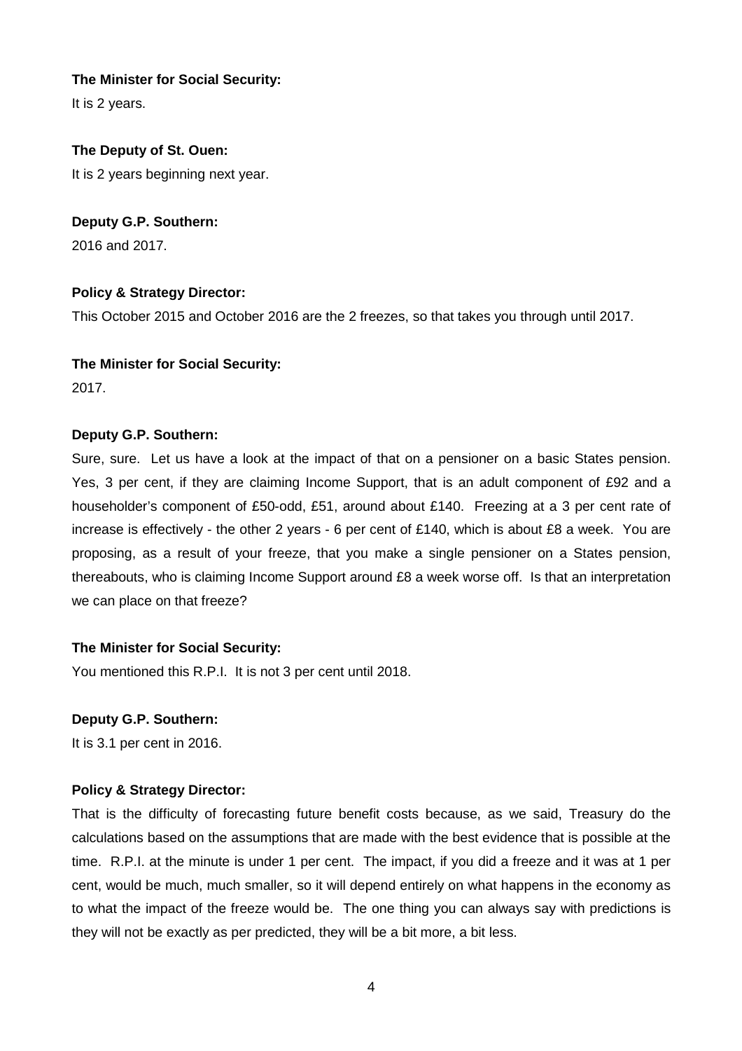**The Minister for Social Security:**

It is 2 years.

**The Deputy of St. Ouen:**

It is 2 years beginning next year.

**Deputy G.P. Southern:**

2016 and 2017.

**Policy & Strategy Director:**

This October 2015 and October 2016 are the 2 freezes, so that takes you through until 2017.

**The Minister for Social Security:**

2017.

**Deputy G.P. Southern:**

Sure, sure. Let us have a look at the impact of that on a pensioner on a basic States pension. Yes, 3 per cent, if they are claiming Income Support, that is an adult component of £92 and a householder's component of £50-odd, £51, around about £140. Freezing at a 3 per cent rate of increase is effectively - the other 2 years - 6 per cent of £140, which is about £8 a week. You are proposing, as a result of your freeze, that you make a single pensioner on a States pension, thereabouts, who is claiming Income Support around £8 a week worse off. Is that an interpretation we can place on that freeze?

**The Minister for Social Security:**

You mentioned this R.P.I. It is not 3 per cent until 2018.

**Deputy G.P. Southern:**

It is 3.1 per cent in 2016.

**Policy & Strategy Director:**

That is the difficulty of forecasting future benefit costs because, as we said, Treasury do the calculations based on the assumptions that are made with the best evidence that is possible at the time. R.P.I. at the minute is under 1 per cent. The impact, if you did a freeze and it was at 1 per cent, would be much, much smaller, so it will depend entirely on what happens in the economy as to what the impact of the freeze would be. The one thing you can always say with predictions is they will not be exactly as per predicted, they will be a bit more, a bit less.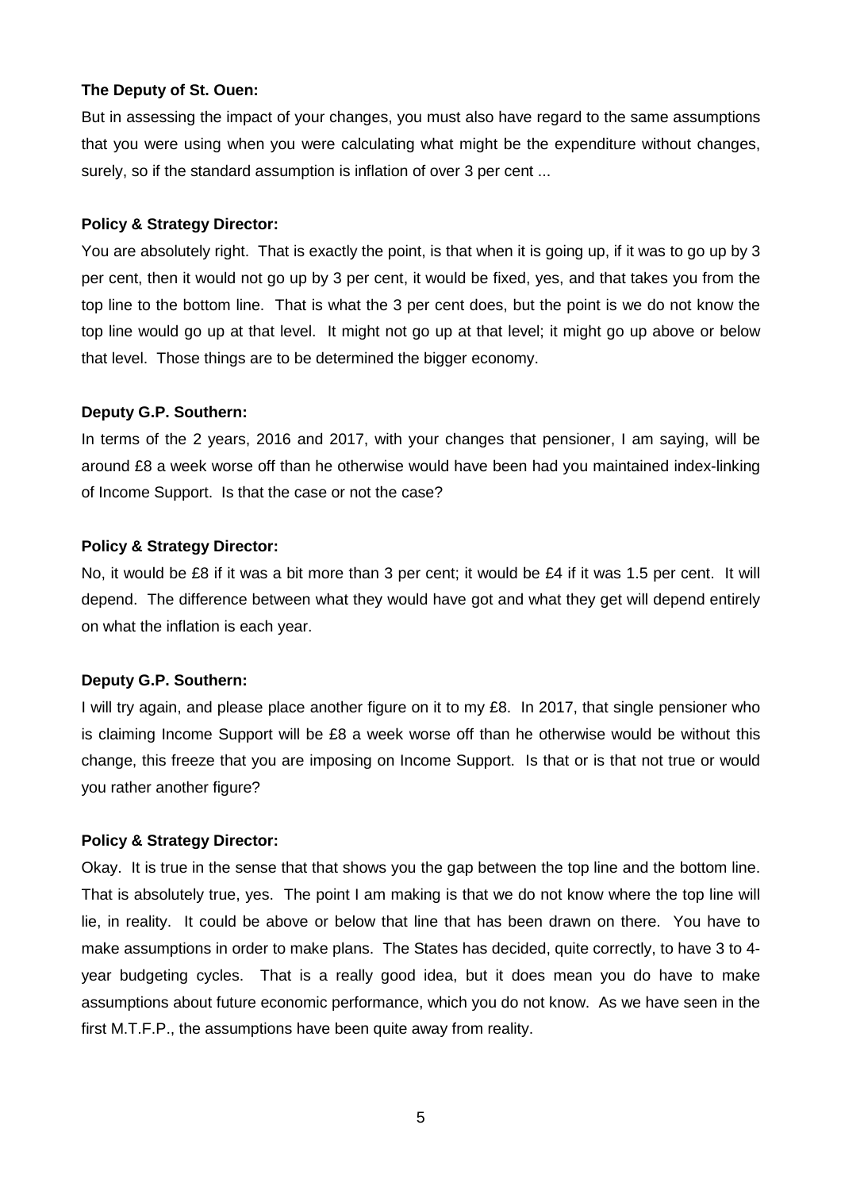**The Deputy of St. Ouen:**

But in assessing the impact of your changes, you must also have regard to the same assumptions that you were using when you were calculating what might be the expenditure without changes, surely, so if the standard assumption is inflation of over 3 per cent ...

**Policy & Strategy Director:**

You are absolutely right. That is exactly the point, is that when it is going up, if it was to go up by 3 per cent, then it would not go up by 3 per cent, it would be fixed, yes, and that takes you from the top line to the bottom line. That is what the 3 per cent does, but the point is we do not know the top line would go up at that level. It might not go up at that level; it might go up above or below that level. Those things are to be determined the bigger economy.

**Deputy G.P. Southern:**

In terms of the 2 years, 2016 and 2017, with your changes that pensioner, I am saying, will be around £8 a week worse off than he otherwise would have been had you maintained index-linking of Income Support. Is that the case or not the case?

**Policy & Strategy Director:**

No, it would be £8 if it was a bit more than 3 per cent; it would be £4 if it was 1.5 per cent. It will depend. The difference between what they would have got and what they get will depend entirely on what the inflation is each year.

**Deputy G.P. Southern:**

I will try again, and please place another figure on it to my £8. In 2017, that single pensioner who is claiming Income Support will be £8 a week worse off than he otherwise would be without this change, this freeze that you are imposing on Income Support. Is that or is that not true or would you rather another figure?

**Policy & Strategy Director:**

Okay. It is true in the sense that that shows you the gap between the top line and the bottom line. That is absolutely true, yes. The point I am making is that we do not know where the top line will lie, in reality. It could be above or below that line that has been drawn on there. You have to make assumptions in order to make plans. The States has decided, quite correctly, to have 3 to 4-year budgeting cycles. That is a really good idea, but it does mean you do have to make assumptions about future economic performance, which you do not know. As we have seen in the first M.T.F.P., the assumptions have been quite away from reality.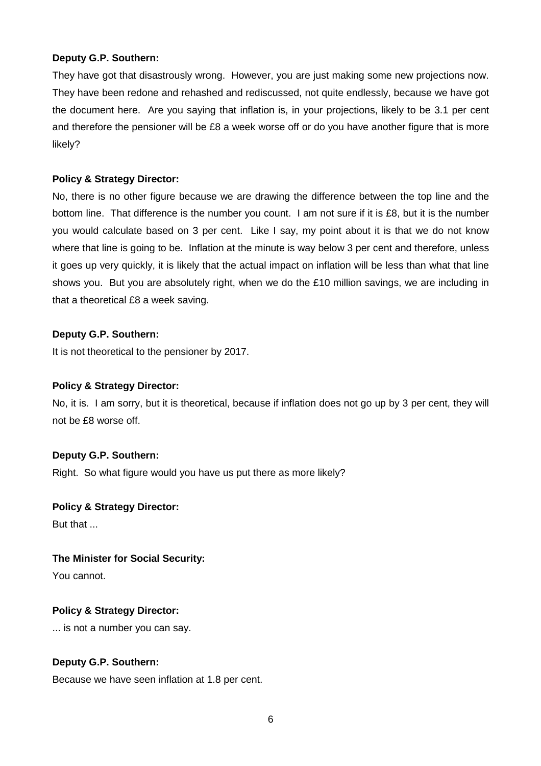**Deputy G.P. Southern:**

They have got that disastrously wrong. However, you are just making some new projections now. They have been redone and rehashed and rediscussed, not quite endlessly, because we have got the document here. Are you saying that inflation is, in your projections, likely to be 3.1 per cent and therefore the pensioner will be £8 a week worse off or do you have another figure that is more likely?

**Policy & Strategy Director:**

No, there is no other figure because we are drawing the difference between the top line and the bottom line. That difference is the number you count. I am not sure if it is £8, but it is the number you would calculate based on 3 per cent. Like I say, my point about it is that we do not know where that line is going to be. Inflation at the minute is way below 3 per cent and therefore, unless it goes up very quickly, it is likely that the actual impact on inflation will be less than what that line shows you. But you are absolutely right, when we do the £10 million savings, we are including in that a theoretical £8 a week saving.

**Deputy G.P. Southern:**

It is not theoretical to the pensioner by 2017.

**Policy & Strategy Director:**

No, it is. I am sorry, but it is theoretical, because if inflation does not go up by 3 per cent, they will not be £8 worse off.

**Deputy G.P. Southern:**

Right. So what figure would you have us put there as more likely?

**Policy & Strategy Director:**

But that ...

**The Minister for Social Security:**

You cannot.

**Policy & Strategy Director:**

... is not a number you can say.

**Deputy G.P. Southern:**

Because we have seen inflation at 1.8 per cent.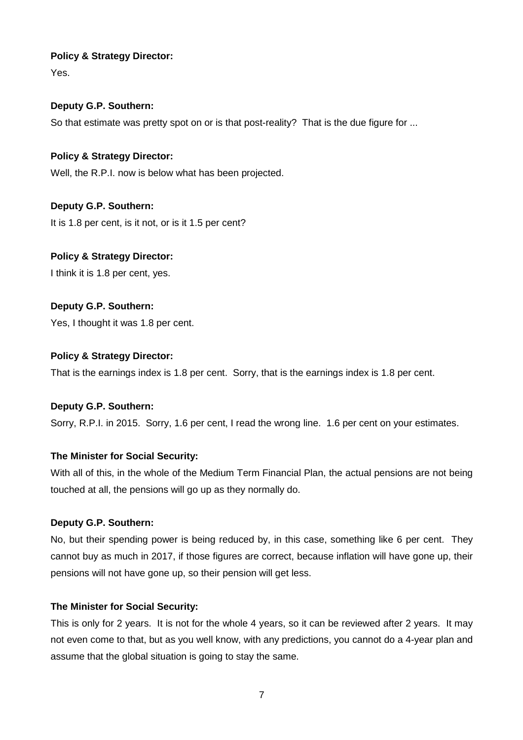**Policy & Strategy Director:**

Yes.

**Deputy G.P. Southern:**

So that estimate was pretty spot on or is that post-reality? That is the due figure for ...

**Policy & Strategy Director:**

Well, the R.P.I. now is below what has been projected.

**Deputy G.P. Southern:**

It is 1.8 per cent, is it not, or is it 1.5 per cent?

**Policy & Strategy Director:**

I think it is 1.8 per cent, yes.

**Deputy G.P. Southern:**

Yes, I thought it was 1.8 per cent.

**Policy & Strategy Director:**

That is the earnings index is 1.8 per cent. Sorry, that is the earnings index is 1.8 per cent.

**Deputy G.P. Southern:**

Sorry, R.P.I. in 2015. Sorry, 1.6 per cent, I read the wrong line. 1.6 per cent on your estimates.

**The Minister for Social Security:**

With all of this, in the whole of the Medium Term Financial Plan, the actual pensions are not being touched at all, the pensions will go up as they normally do.

**Deputy G.P. Southern:**

No, but their spending power is being reduced by, in this case, something like 6 per cent. They cannot buy as much in 2017, if those figures are correct, because inflation will have gone up, their pensions will not have gone up, so their pension will get less.

**The Minister for Social Security:**

This is only for 2 years. It is not for the whole 4 years, so it can be reviewed after 2 years. It may not even come to that, but as you well know, with any predictions, you cannot do a 4-year plan and assume that the global situation is going to stay the same.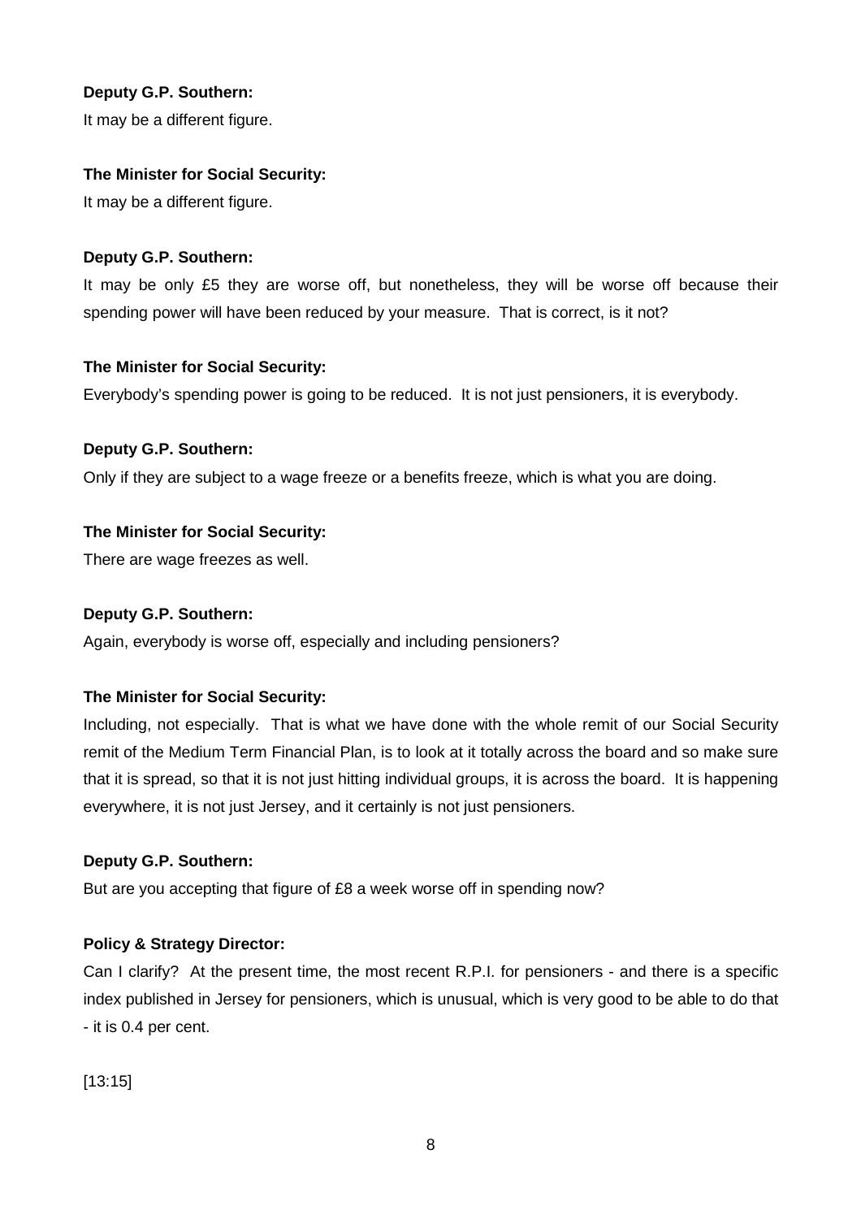**Deputy G.P. Southern:**

It may be a different figure.

**The Minister for Social Security:**

It may be a different figure.

**Deputy G.P. Southern:**

It may be only £5 they are worse off, but nonetheless, they will be worse off because their spending power will have been reduced by your measure. That is correct, is it not?

**The Minister for Social Security:**

Everybody's spending power is going to be reduced. It is not just pensioners, it is everybody.

**Deputy G.P. Southern:**

Only if they are subject to a wage freeze or a benefits freeze, which is what you are doing.

**The Minister for Social Security:**

There are wage freezes as well.

**Deputy G.P. Southern:**

Again, everybody is worse off, especially and including pensioners?

**The Minister for Social Security:**

Including, not especially. That is what we have done with the whole remit of our Social Security remit of the Medium Term Financial Plan, is to look at it totally across the board and so make sure that it is spread, so that it is not just hitting individual groups, it is across the board. It is happening everywhere, it is not just Jersey, and it certainly is not just pensioners.

**Deputy G.P. Southern:**

But are you accepting that figure of £8 a week worse off in spending now?

**Policy & Strategy Director:**

Can I clarify? At the present time, the most recent R.P.I. for pensioners - and there is a specific index published in Jersey for pensioners, which is unusual, which is very good to be able to do that - it is 0.4 per cent.

[13:15]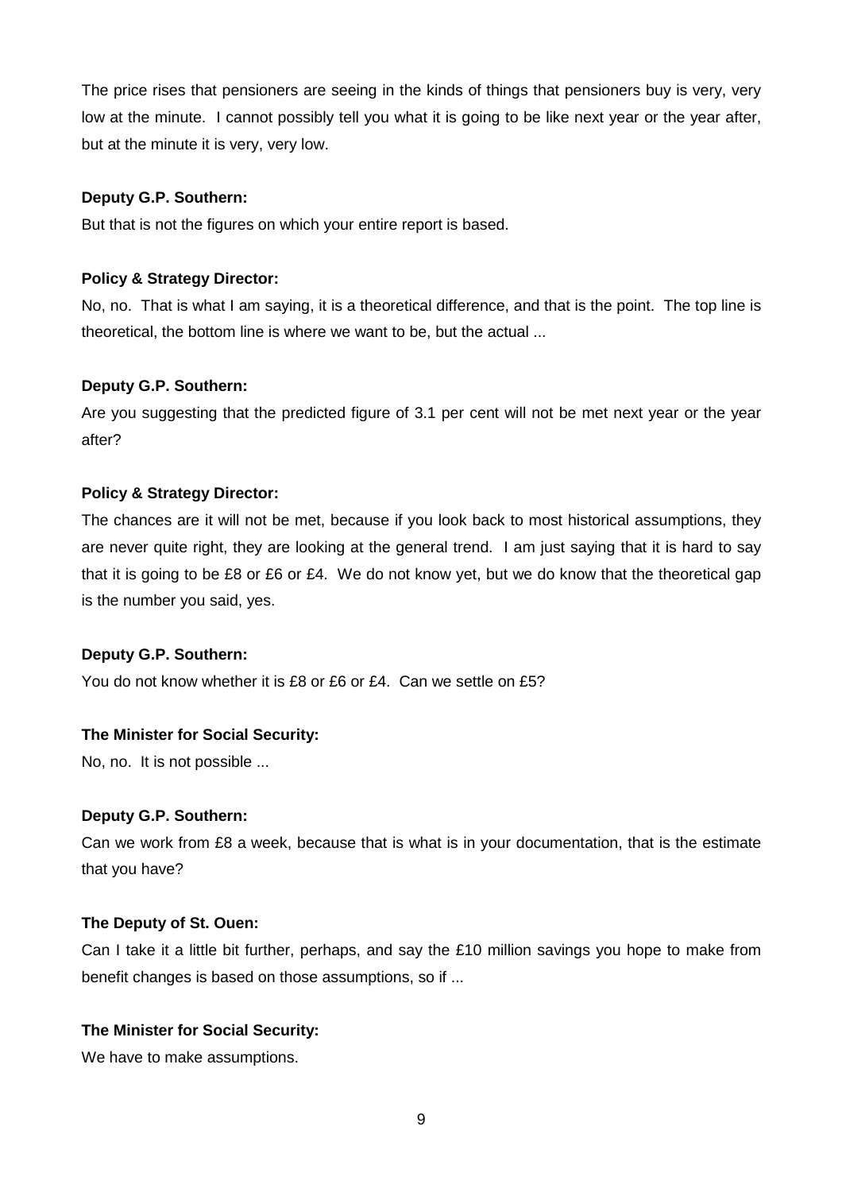The price rises that pensioners are seeing in the kinds of things that pensioners buy is very, very low at the minute. I cannot possibly tell you what it is going to be like next year or the year after, but at the minute it is very, very low.

**Deputy G.P. Southern:**

But that is not the figures on which your entire report is based.

**Policy & Strategy Director:**

No, no. That is what I am saying, it is a theoretical difference, and that is the point. The top line is theoretical, the bottom line is where we want to be, but the actual ...

**Deputy G.P. Southern:**

Are you suggesting that the predicted figure of 3.1 per cent will not be met next year or the year after?

**Policy & Strategy Director:**

The chances are it will not be met, because if you look back to most historical assumptions, they are never quite right, they are looking at the general trend. I am just saying that it is hard to say that it is going to be £8 or £6 or £4. We do not know yet, but we do know that the theoretical gap is the number you said, yes.

**Deputy G.P. Southern:**

You do not know whether it is £8 or £6 or £4. Can we settle on £5?

**The Minister for Social Security:**

No, no. It is not possible ...

**Deputy G.P. Southern:**

Can we work from £8 a week, because that is what is in your documentation, that is the estimate that you have?

**The Deputy of St. Ouen:**

Can I take it a little bit further, perhaps, and say the £10 million savings you hope to make from benefit changes is based on those assumptions, so if ...

**The Minister for Social Security:**

We have to make assumptions.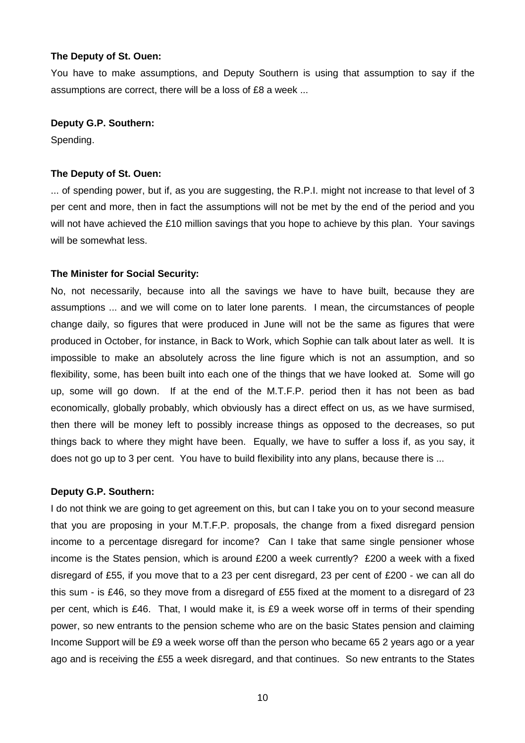**The Deputy of St. Ouen:**

You have to make assumptions, and Deputy Southern is using that assumption to say if the assumptions are correct, there will be a loss of £8 a week ...

**Deputy G.P. Southern:**

Spending.

**The Deputy of St. Ouen:**

... of spending power, but if, as you are suggesting, the R.P.I. might not increase to that level of 3 per cent and more, then in fact the assumptions will not be met by the end of the period and you will not have achieved the £10 million savings that you hope to achieve by this plan. Your savings will be somewhat less.

**The Minister for Social Security:**

No, not necessarily, because into all the savings we have to have built, because they are assumptions ... and we will come on to later lone parents. I mean, the circumstances of people change daily, so figures that were produced in June will not be the same as figures that were produced in October, for instance, in Back to Work, which Sophie can talk about later as well. It is impossible to make an absolutely across the line figure which is not an assumption, and so flexibility, some, has been built into each one of the things that we have looked at. Some will go up, some will go down. If at the end of the M.T.F.P. period then it has not been as bad economically, globally probably, which obviously has a direct effect on us, as we have surmised, then there will be money left to possibly increase things as opposed to the decreases, so put things back to where they might have been. Equally, we have to suffer a loss if, as you say, it does not go up to 3 per cent. You have to build flexibility into any plans, because there is ...

**Deputy G.P. Southern:**

I do not think we are going to get agreement on this, but can I take you on to your second measure that you are proposing in your M.T.F.P. proposals, the change from a fixed disregard pension income to a percentage disregard for income? Can I take that same single pensioner whose income is the States pension, which is around £200 a week currently? £200 a week with a fixed disregard of £55, if you move that to a 23 per cent disregard, 23 per cent of £200 - we can all do this sum - is £46, so they move from a disregard of £55 fixed at the moment to a disregard of 23 per cent, which is £46. That, I would make it, is £9 a week worse off in terms of their spending power, so new entrants to the pension scheme who are on the basic States pension and claiming Income Support will be £9 a week worse off than the person who became 65 2 years ago or a year ago and is receiving the £55 a week disregard, and that continues. So new entrants to the States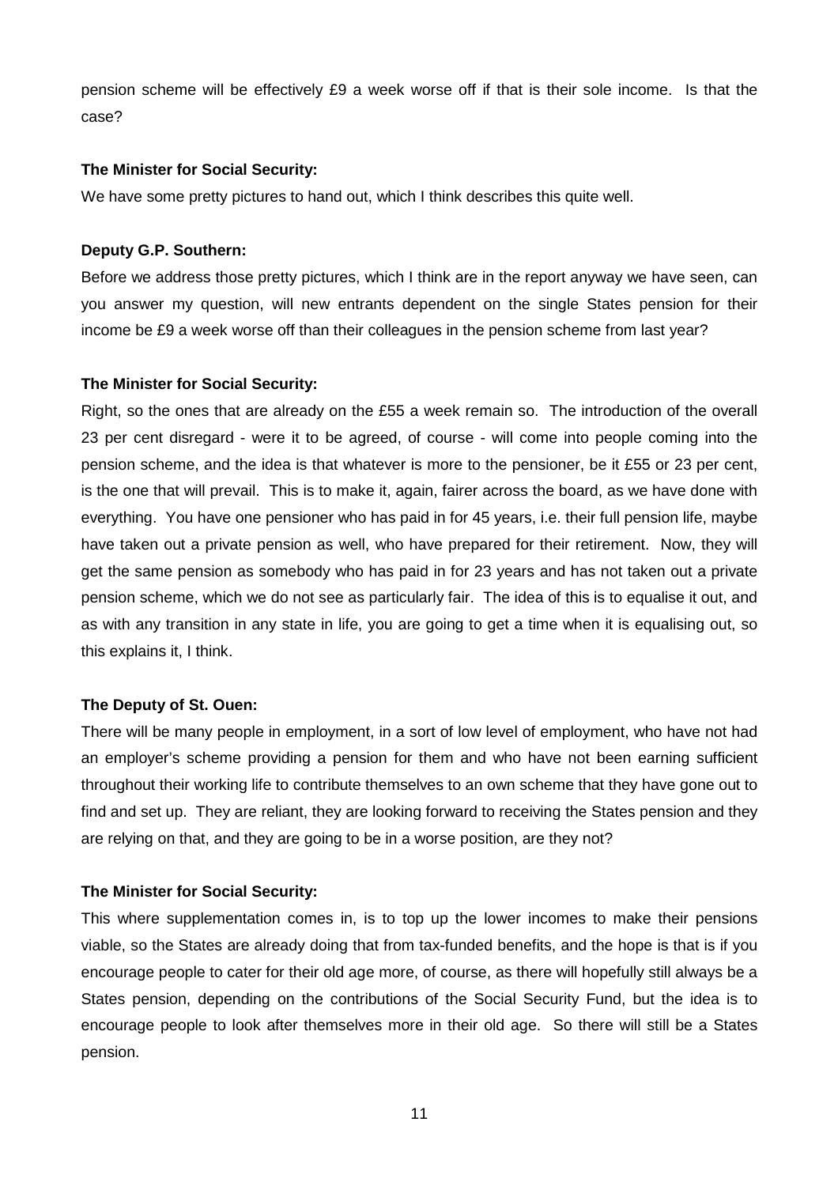pension scheme will be effectively £9 a week worse off if that is their sole income. Is that the case?

**The Minister for Social Security:**

We have some pretty pictures to hand out, which I think describes this quite well.

**Deputy G.P. Southern:**

Before we address those pretty pictures, which I think are in the report anyway we have seen, can you answer my question, will new entrants dependent on the single States pension for their income be £9 a week worse off than their colleagues in the pension scheme from last year?

**The Minister for Social Security:**

Right, so the ones that are already on the £55 a week remain so. The introduction of the overall 23 per cent disregard - were it to be agreed, of course - will come into people coming into the pension scheme, and the idea is that whatever is more to the pensioner, be it £55 or 23 per cent, is the one that will prevail. This is to make it, again, fairer across the board, as we have done with everything. You have one pensioner who has paid in for 45 years, i.e. their full pension life, maybe have taken out a private pension as well, who have prepared for their retirement. Now, they will get the same pension as somebody who has paid in for 23 years and has not taken out a private pension scheme, which we do not see as particularly fair. The idea of this is to equalise it out, and as with any transition in any state in life, you are going to get a time when it is equalising out, so this explains it, I think.

**The Deputy of St. Ouen:**

There will be many people in employment, in a sort of low level of employment, who have not had an employer's scheme providing a pension for them and who have not been earning sufficient throughout their working life to contribute themselves to an own scheme that they have gone out to find and set up. They are reliant, they are looking forward to receiving the States pension and they are relying on that, and they are going to be in a worse position, are they not?

**The Minister for Social Security:**

This where supplementation comes in, is to top up the lower incomes to make their pensions viable, so the States are already doing that from tax-funded benefits, and the hope is that is if you encourage people to cater for their old age more, of course, as there will hopefully still always be a States pension, depending on the contributions of the Social Security Fund, but the idea is to encourage people to look after themselves more in their old age. So there will still be a States pension.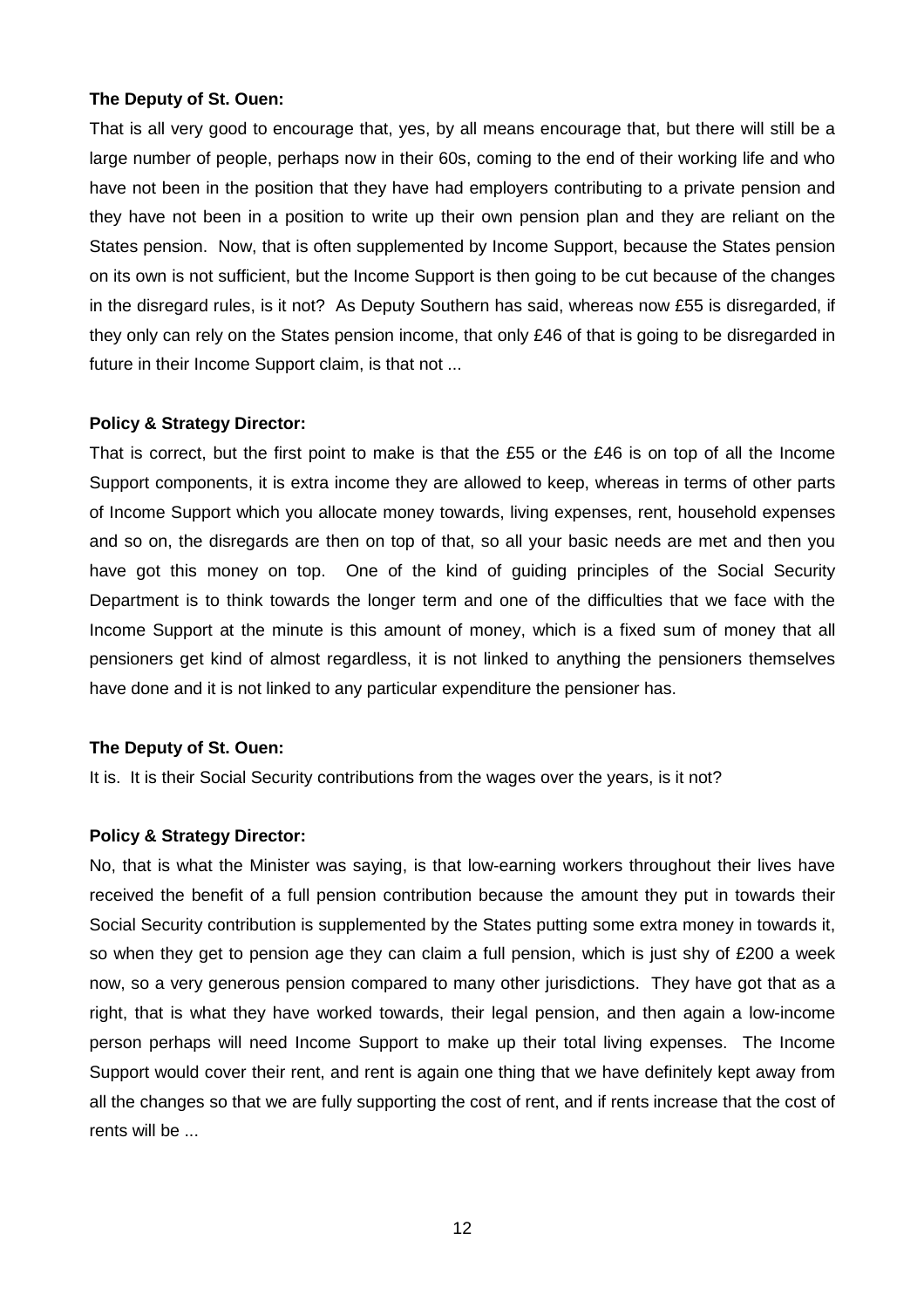**The Deputy of St. Ouen:**

That is all very good to encourage that, yes, by all means encourage that, but there will still be a large number of people, perhaps now in their 60s, coming to the end of their working life and who have not been in the position that they have had employers contributing to a private pension and they have not been in a position to write up their own pension plan and they are reliant on the States pension. Now, that is often supplemented by Income Support, because the States pension on its own is not sufficient, but the Income Support is then going to be cut because of the changes in the disregard rules, is it not? As Deputy Southern has said, whereas now £55 is disregarded, if they only can rely on the States pension income, that only £46 of that is going to be disregarded in future in their Income Support claim, is that not ...

**Policy & Strategy Director:**

That is correct, but the first point to make is that the £55 or the £46 is on top of all the Income Support components, it is extra income they are allowed to keep, whereas in terms of other parts of Income Support which you allocate money towards, living expenses, rent, household expenses and so on, the disregards are then on top of that, so all your basic needs are met and then you have got this money on top. One of the kind of guiding principles of the Social Security Department is to think towards the longer term and one of the difficulties that we face with the Income Support at the minute is this amount of money, which is a fixed sum of money that all pensioners get kind of almost regardless, it is not linked to anything the pensioners themselves have done and it is not linked to any particular expenditure the pensioner has.

**The Deputy of St. Ouen:**

It is. It is their Social Security contributions from the wages over the years, is it not?

**Policy & Strategy Director:**

No, that is what the Minister was saying, is that low-earning workers throughout their lives have received the benefit of a full pension contribution because the amount they put in towards their Social Security contribution is supplemented by the States putting some extra money in towards it, so when they get to pension age they can claim a full pension, which is just shy of £200 a week now, so a very generous pension compared to many other jurisdictions. They have got that as a right, that is what they have worked towards, their legal pension, and then again a low-income person perhaps will need Income Support to make up their total living expenses. The Income Support would cover their rent, and rent is again one thing that we have definitely kept away from all the changes so that we are fully supporting the cost of rent, and if rents increase that the cost of rents will be ...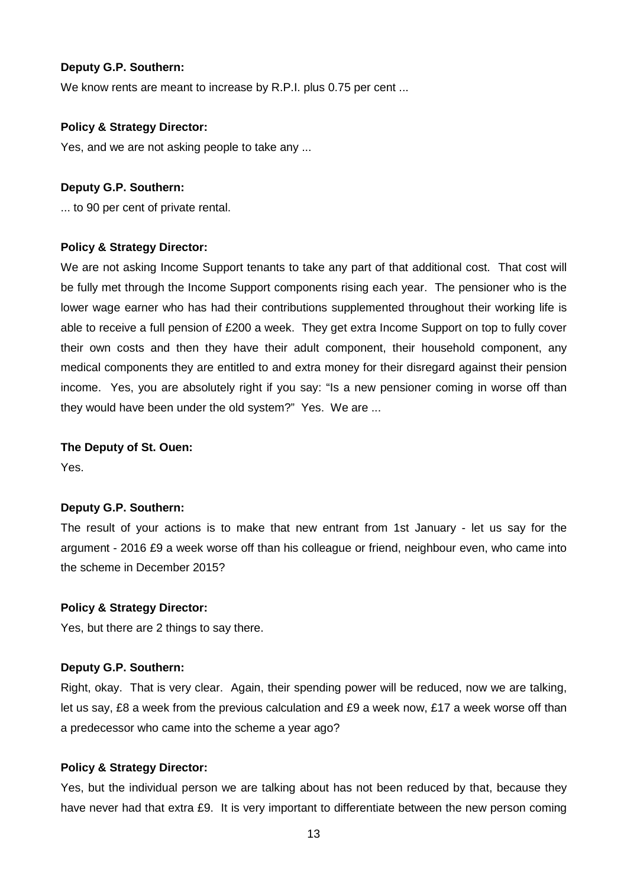**Deputy G.P. Southern:**

We know rents are meant to increase by R.P.I. plus 0.75 per cent ...

**Policy & Strategy Director:**

Yes, and we are not asking people to take any ...

**Deputy G.P. Southern:**

... to 90 per cent of private rental.

**Policy & Strategy Director:**

We are not asking Income Support tenants to take any part of that additional cost. That cost will be fully met through the Income Support components rising each year. The pensioner who is the lower wage earner who has had their contributions supplemented throughout their working life is able to receive a full pension of £200 a week. They get extra Income Support on top to fully cover their own costs and then they have their adult component, their household component, any medical components they are entitled to and extra money for their disregard against their pension income. Yes, you are absolutely right if you say: "Is a new pensioner coming in worse off than they would have been under the old system?" Yes. We are ...

**The Deputy of St. Ouen:**

Yes.

**Deputy G.P. Southern:**

The result of your actions is to make that new entrant from 1st January - let us say for the argument - 2016 £9 a week worse off than his colleague or friend, neighbour even, who came into the scheme in December 2015?

**Policy & Strategy Director:**

Yes, but there are 2 things to say there.

**Deputy G.P. Southern:**

Right, okay. That is very clear. Again, their spending power will be reduced, now we are talking, let us say, £8 a week from the previous calculation and £9 a week now, £17 a week worse off than a predecessor who came into the scheme a year ago?

**Policy & Strategy Director:**

Yes, but the individual person we are talking about has not been reduced by that, because they have never had that extra £9. It is very important to differentiate between the new person coming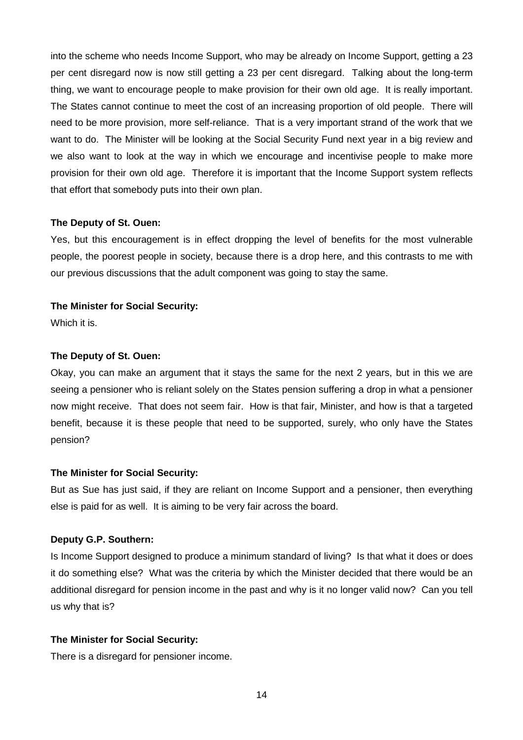into the scheme who needs Income Support, who may be already on Income Support, getting a 23 per cent disregard now is now still getting a 23 per cent disregard. Talking about the long-term thing, we want to encourage people to make provision for their own old age. It is really important. The States cannot continue to meet the cost of an increasing proportion of old people. There will need to be more provision, more self-reliance. That is a very important strand of the work that we want to do. The Minister will be looking at the Social Security Fund next year in a big review and we also want to look at the way in which we encourage and incentivise people to make more provision for their own old age. Therefore it is important that the Income Support system reflects that effort that somebody puts into their own plan.

**The Deputy of St. Ouen:**

Yes, but this encouragement is in effect dropping the level of benefits for the most vulnerable people, the poorest people in society, because there is a drop here, and this contrasts to me with our previous discussions that the adult component was going to stay the same.

**The Minister for Social Security:**

Which it is.

**The Deputy of St. Ouen:**

Okay, you can make an argument that it stays the same for the next 2 years, but in this we are seeing a pensioner who is reliant solely on the States pension suffering a drop in what a pensioner now might receive. That does not seem fair. How is that fair, Minister, and how is that a targeted benefit, because it is these people that need to be supported, surely, who only have the States pension?

**The Minister for Social Security:**

But as Sue has just said, if they are reliant on Income Support and a pensioner, then everything else is paid for as well. It is aiming to be very fair across the board.

**Deputy G.P. Southern:**

Is Income Support designed to produce a minimum standard of living? Is that what it does or does it do something else? What was the criteria by which the Minister decided that there would be an additional disregard for pension income in the past and why is it no longer valid now? Can you tell us why that is?

**The Minister for Social Security:**

There is a disregard for pensioner income.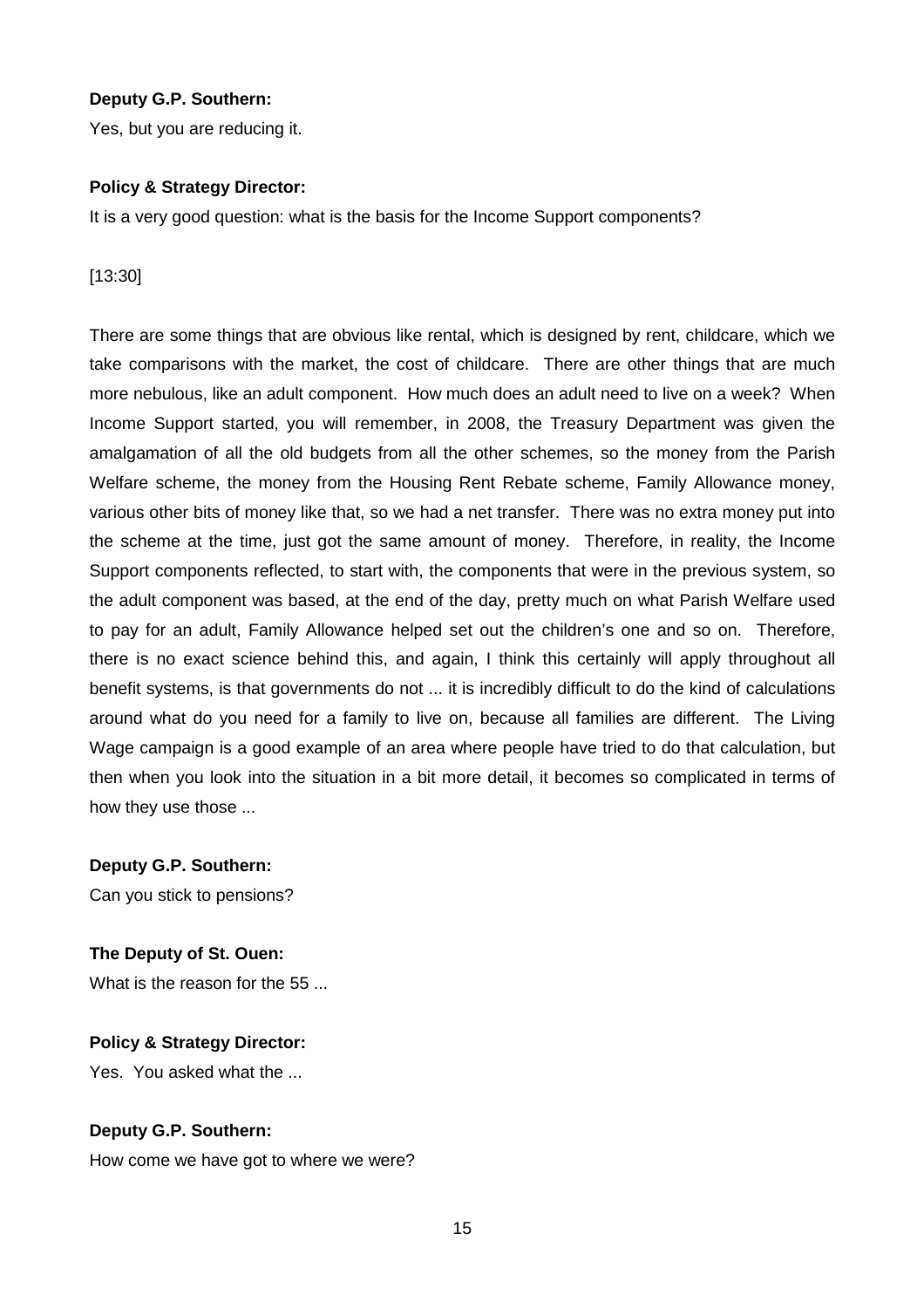**Deputy G.P. Southern:**

Yes, but you are reducing it.

**Policy & Strategy Director:**

It is a very good question: what is the basis for the Income Support components?

[13:30]

There are some things that are obvious like rental, which is designed by rent, childcare, which we take comparisons with the market, the cost of childcare. There are other things that are much more nebulous, like an adult component. How much does an adult need to live on a week? When Income Support started, you will remember, in 2008, the Treasury Department was given the amalgamation of all the old budgets from all the other schemes, so the money from the Parish Welfare scheme, the money from the Housing Rent Rebate scheme, Family Allowance money, various other bits of money like that, so we had a net transfer. There was no extra money put into the scheme at the time, just got the same amount of money. Therefore, in reality, the Income Support components reflected, to start with, the components that were in the previous system, so the adult component was based, at the end of the day, pretty much on what Parish Welfare used to pay for an adult, Family Allowance helped set out the children's one and so on. Therefore, there is no exact science behind this, and again, I think this certainly will apply throughout all benefit systems, is that governments do not ... it is incredibly difficult to do the kind of calculations around what do you need for a family to live on, because all families are different. The Living Wage campaign is a good example of an area where people have tried to do that calculation, but then when you look into the situation in a bit more detail, it becomes so complicated in terms of how they use those ...

**Deputy G.P. Southern:**

Can you stick to pensions?

**The Deputy of St. Ouen:**

What is the reason for the 55 ...

**Policy & Strategy Director:**

Yes. You asked what the ...

**Deputy G.P. Southern:**

How come we have got to where we were?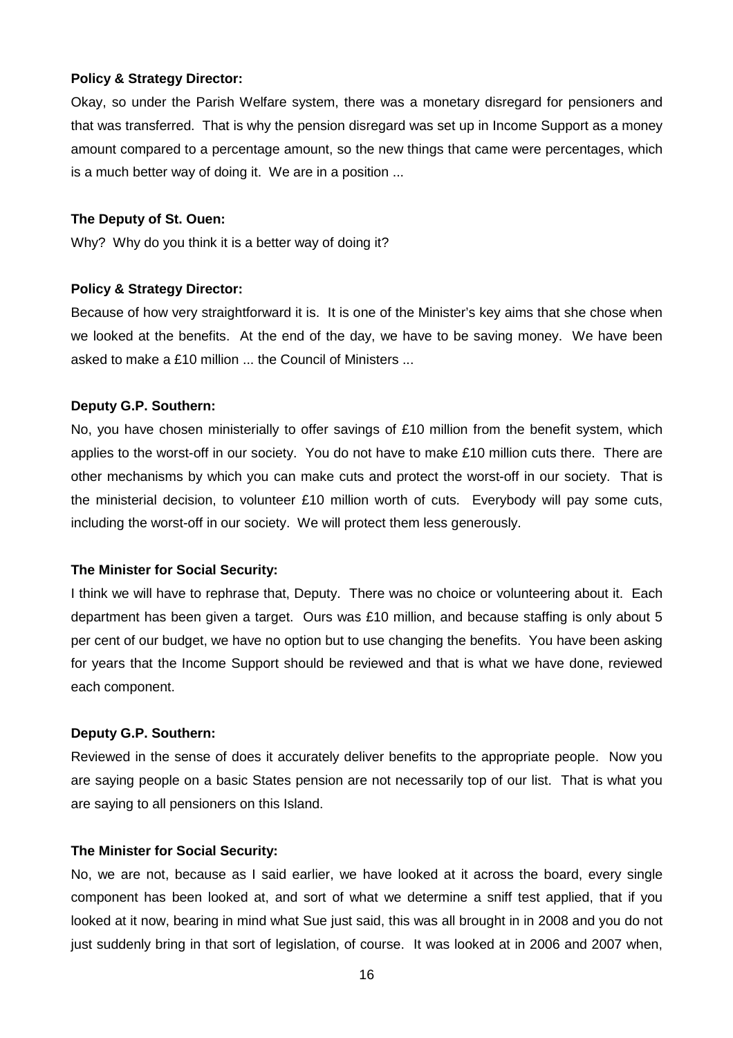**Policy & Strategy Director:**

Okay, so under the Parish Welfare system, there was a monetary disregard for pensioners and that was transferred. That is why the pension disregard was set up in Income Support as a money amount compared to a percentage amount, so the new things that came were percentages, which is a much better way of doing it. We are in a position ...

**The Deputy of St. Ouen:**

Why? Why do you think it is a better way of doing it?

**Policy & Strategy Director:**

Because of how very straightforward it is. It is one of the Minister's key aims that she chose when we looked at the benefits. At the end of the day, we have to be saving money. We have been asked to make a £10 million ... the Council of Ministers ...

**Deputy G.P. Southern:**

No, you have chosen ministerially to offer savings of £10 million from the benefit system, which applies to the worst-off in our society. You do not have to make £10 million cuts there. There are other mechanisms by which you can make cuts and protect the worst-off in our society. That is the ministerial decision, to volunteer £10 million worth of cuts. Everybody will pay some cuts, including the worst-off in our society. We will protect them less generously.

**The Minister for Social Security:**

I think we will have to rephrase that, Deputy. There was no choice or volunteering about it. Each department has been given a target. Ours was £10 million, and because staffing is only about 5 per cent of our budget, we have no option but to use changing the benefits. You have been asking for years that the Income Support should be reviewed and that is what we have done, reviewed each component.

**Deputy G.P. Southern:**

Reviewed in the sense of does it accurately deliver benefits to the appropriate people. Now you are saying people on a basic States pension are not necessarily top of our list. That is what you are saying to all pensioners on this Island.

**The Minister for Social Security:**

No, we are not, because as I said earlier, we have looked at it across the board, every single component has been looked at, and sort of what we determine a sniff test applied, that if you looked at it now, bearing in mind what Sue just said, this was all brought in in 2008 and you do not just suddenly bring in that sort of legislation, of course. It was looked at in 2006 and 2007 when,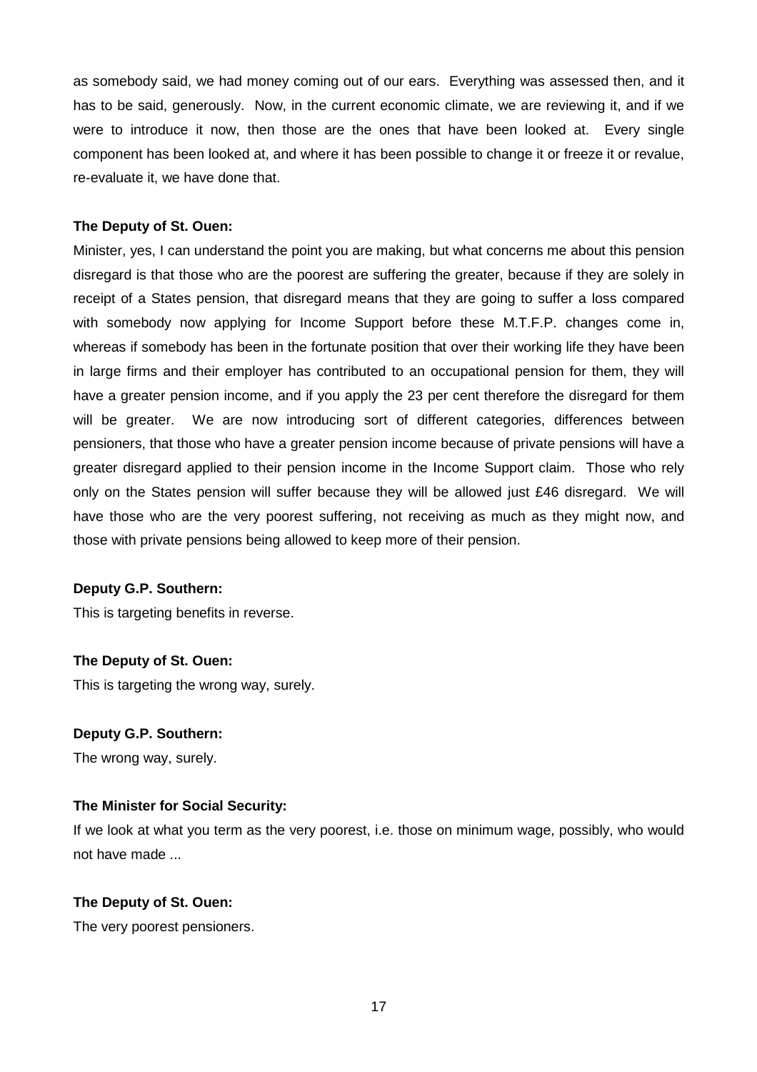as somebody said, we had money coming out of our ears. Everything was assessed then, and it has to be said, generously. Now, in the current economic climate, we are reviewing it, and if we were to introduce it now, then those are the ones that have been looked at. Every single component has been looked at, and where it has been possible to change it or freeze it or revalue, re-evaluate it, we have done that.

**The Deputy of St. Ouen:**

Minister, yes, I can understand the point you are making, but what concerns me about this pension disregard is that those who are the poorest are suffering the greater, because if they are solely in receipt of a States pension, that disregard means that they are going to suffer a loss compared with somebody now applying for Income Support before these M.T.F.P. changes come in, whereas if somebody has been in the fortunate position that over their working life they have been in large firms and their employer has contributed to an occupational pension for them, they will have a greater pension income, and if you apply the 23 per cent therefore the disregard for them will be greater. We are now introducing sort of different categories, differences between pensioners, that those who have a greater pension income because of private pensions will have a greater disregard applied to their pension income in the Income Support claim. Those who rely only on the States pension will suffer because they will be allowed just £46 disregard. We will have those who are the very poorest suffering, not receiving as much as they might now, and those with private pensions being allowed to keep more of their pension.

**Deputy G.P. Southern:**

This is targeting benefits in reverse.

**The Deputy of St. Ouen:**

This is targeting the wrong way, surely.

**Deputy G.P. Southern:**

The wrong way, surely.

**The Minister for Social Security:**

If we look at what you term as the very poorest, i.e. those on minimum wage, possibly, who would not have made ...

**The Deputy of St. Ouen:**

The very poorest pensioners.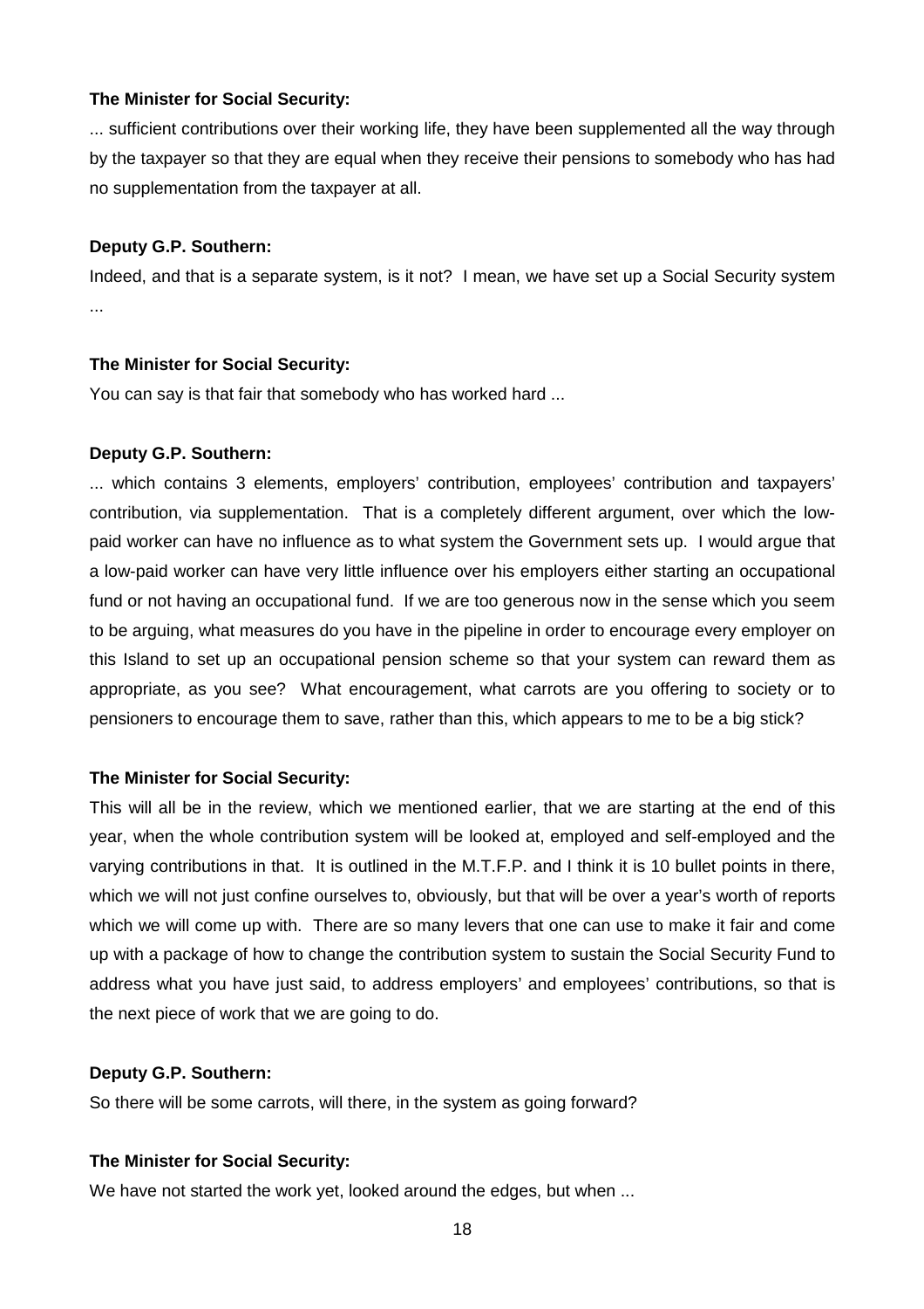**The Minister for Social Security:**

... sufficient contributions over their working life, they have been supplemented all the way through by the taxpayer so that they are equal when they receive their pensions to somebody who has had no supplementation from the taxpayer at all.

**Deputy G.P. Southern:**

Indeed, and that is a separate system, is it not? I mean, we have set up a Social Security system ...

**The Minister for Social Security:**

You can say is that fair that somebody who has worked hard ...

**Deputy G.P. Southern:**

... which contains 3 elements, employers' contribution, employees' contribution and taxpayers' contribution, via supplementation. That is a completely different argument, over which the low-paid worker can have no influence as to what system the Government sets up. I would argue that a low-paid worker can have very little influence over his employers either starting an occupational fund or not having an occupational fund. If we are too generous now in the sense which you seem to be arguing, what measures do you have in the pipeline in order to encourage every employer on this Island to set up an occupational pension scheme so that your system can reward them as appropriate, as you see? What encouragement, what carrots are you offering to society or to pensioners to encourage them to save, rather than this, which appears to me to be a big stick?

**The Minister for Social Security:**

This will all be in the review, which we mentioned earlier, that we are starting at the end of this year, when the whole contribution system will be looked at, employed and self-employed and the varying contributions in that. It is outlined in the M.T.F.P. and I think it is 10 bullet points in there, which we will not just confine ourselves to, obviously, but that will be over a year's worth of reports which we will come up with. There are so many levers that one can use to make it fair and come up with a package of how to change the contribution system to sustain the Social Security Fund to address what you have just said, to address employers' and employees' contributions, so that is the next piece of work that we are going to do.

**Deputy G.P. Southern:**

So there will be some carrots, will there, in the system as going forward?

**The Minister for Social Security:**

We have not started the work yet, looked around the edges, but when ...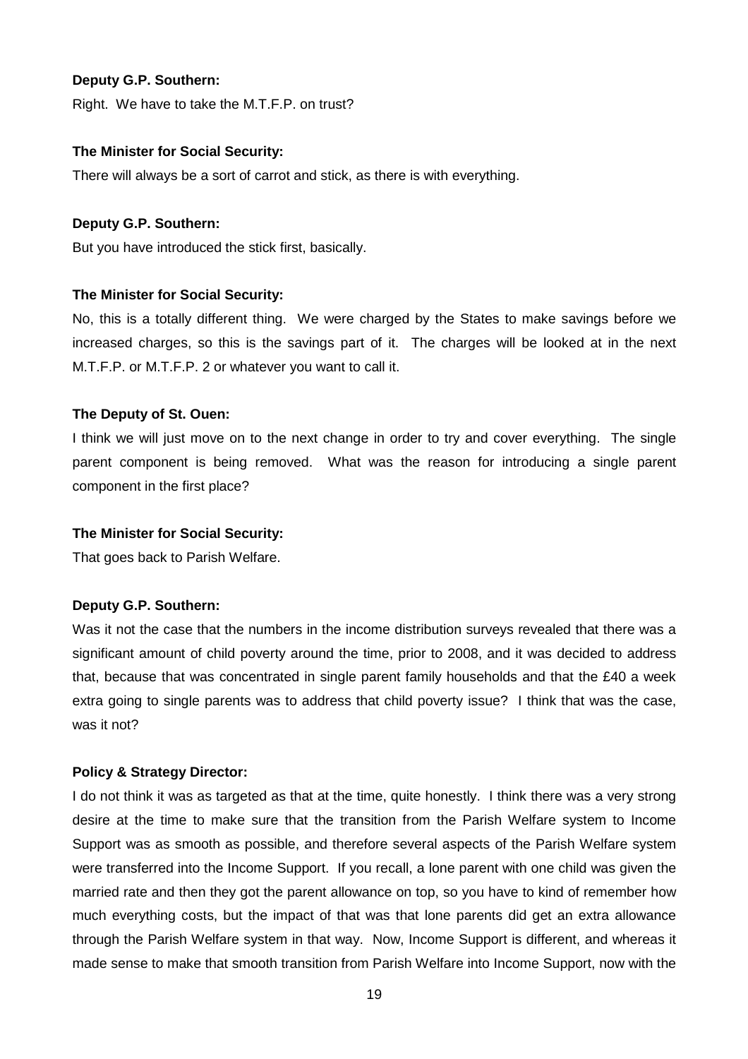**Deputy G.P. Southern:**

Right. We have to take the M.T.F.P. on trust?

**The Minister for Social Security:**

There will always be a sort of carrot and stick, as there is with everything.

**Deputy G.P. Southern:**

But you have introduced the stick first, basically.

**The Minister for Social Security:**

No, this is a totally different thing. We were charged by the States to make savings before we increased charges, so this is the savings part of it. The charges will be looked at in the next M.T.F.P. or M.T.F.P. 2 or whatever you want to call it.

**The Deputy of St. Ouen:**

I think we will just move on to the next change in order to try and cover everything. The single parent component is being removed. What was the reason for introducing a single parent component in the first place?

**The Minister for Social Security:**

That goes back to Parish Welfare.

**Deputy G.P. Southern:**

Was it not the case that the numbers in the income distribution surveys revealed that there was a significant amount of child poverty around the time, prior to 2008, and it was decided to address that, because that was concentrated in single parent family households and that the £40 a week extra going to single parents was to address that child poverty issue? I think that was the case, was it not?

**Policy & Strategy Director:**

I do not think it was as targeted as that at the time, quite honestly. I think there was a very strong desire at the time to make sure that the transition from the Parish Welfare system to Income Support was as smooth as possible, and therefore several aspects of the Parish Welfare system were transferred into the Income Support. If you recall, a lone parent with one child was given the married rate and then they got the parent allowance on top, so you have to kind of remember how much everything costs, but the impact of that was that lone parents did get an extra allowance through the Parish Welfare system in that way. Now, Income Support is different, and whereas it made sense to make that smooth transition from Parish Welfare into Income Support, now with the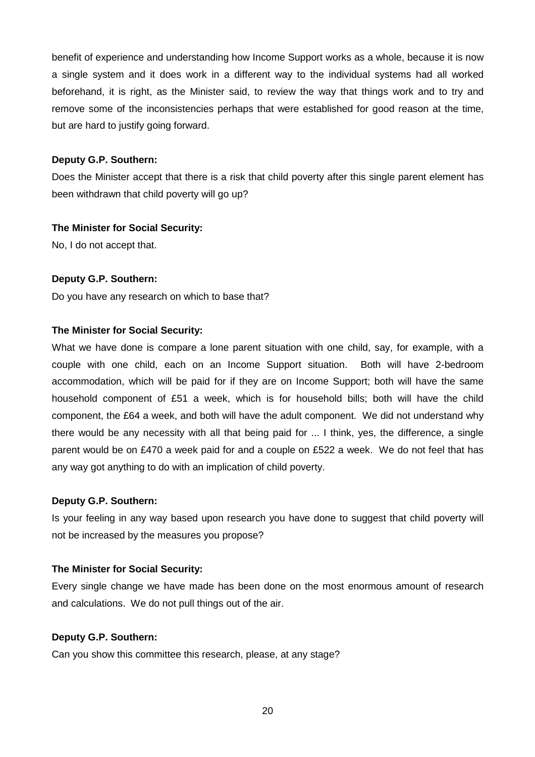benefit of experience and understanding how Income Support works as a whole, because it is now a single system and it does work in a different way to the individual systems had all worked beforehand, it is right, as the Minister said, to review the way that things work and to try and remove some of the inconsistencies perhaps that were established for good reason at the time, but are hard to justify going forward.

**Deputy G.P. Southern:**

Does the Minister accept that there is a risk that child poverty after this single parent element has been withdrawn that child poverty will go up?

**The Minister for Social Security:**

No, I do not accept that.

**Deputy G.P. Southern:**

Do you have any research on which to base that?

**The Minister for Social Security:**

What we have done is compare a lone parent situation with one child, say, for example, with a couple with one child, each on an Income Support situation. Both will have 2-bedroom accommodation, which will be paid for if they are on Income Support; both will have the same household component of £51 a week, which is for household bills; both will have the child component, the £64 a week, and both will have the adult component. We did not understand why there would be any necessity with all that being paid for ... I think, yes, the difference, a single parent would be on £470 a week paid for and a couple on £522 a week. We do not feel that has any way got anything to do with an implication of child poverty.

**Deputy G.P. Southern:**

Is your feeling in any way based upon research you have done to suggest that child poverty will not be increased by the measures you propose?

**The Minister for Social Security:**

Every single change we have made has been done on the most enormous amount of research and calculations. We do not pull things out of the air.

**Deputy G.P. Southern:**

Can you show this committee this research, please, at any stage?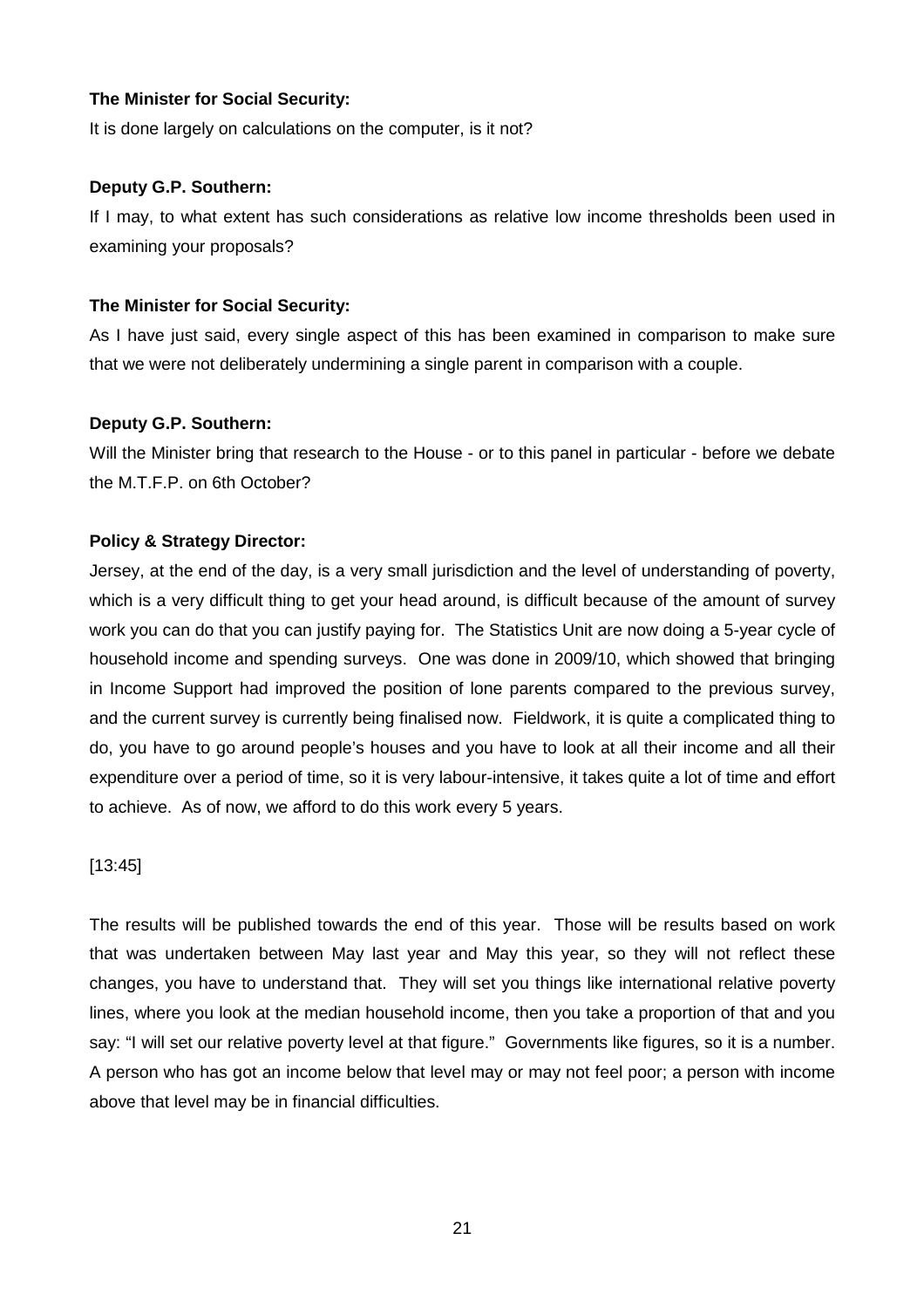**The Minister for Social Security:**

It is done largely on calculations on the computer, is it not?

**Deputy G.P. Southern:**

If I may, to what extent has such considerations as relative low income thresholds been used in examining your proposals?

**The Minister for Social Security:**

As I have just said, every single aspect of this has been examined in comparison to make sure that we were not deliberately undermining a single parent in comparison with a couple.

**Deputy G.P. Southern:**

Will the Minister bring that research to the House - or to this panel in particular - before we debate the M.T.F.P. on 6th October?

**Policy & Strategy Director:**

Jersey, at the end of the day, is a very small jurisdiction and the level of understanding of poverty, which is a very difficult thing to get your head around, is difficult because of the amount of survey work you can do that you can justify paying for. The Statistics Unit are now doing a 5-year cycle of household income and spending surveys. One was done in 2009/10, which showed that bringing in Income Support had improved the position of lone parents compared to the previous survey, and the current survey is currently being finalised now. Fieldwork, it is quite a complicated thing to do, you have to go around people's houses and you have to look at all their income and all their expenditure over a period of time, so it is very labour-intensive, it takes quite a lot of time and effort to achieve. As of now, we afford to do this work every 5 years.

[13:45]

The results will be published towards the end of this year. Those will be results based on work that was undertaken between May last year and May this year, so they will not reflect these changes, you have to understand that. They will set you things like international relative poverty lines, where you look at the median household income, then you take a proportion of that and you say: "I will set our relative poverty level at that figure." Governments like figures, so it is a number. A person who has got an income below that level may or may not feel poor; a person with income above that level may be in financial difficulties.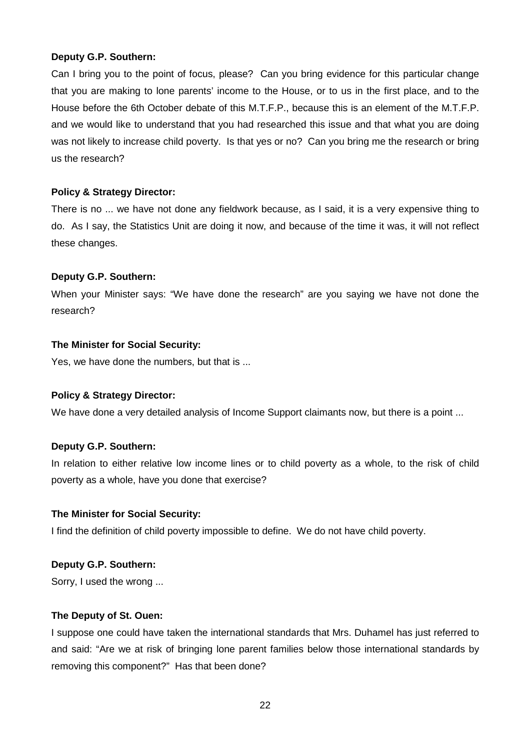**Deputy G.P. Southern:**

Can I bring you to the point of focus, please? Can you bring evidence for this particular change that you are making to lone parents' income to the House, or to us in the first place, and to the House before the 6th October debate of this M.T.F.P., because this is an element of the M.T.F.P. and we would like to understand that you had researched this issue and that what you are doing was not likely to increase child poverty. Is that yes or no? Can you bring me the research or bring us the research?

**Policy & Strategy Director:**

There is no ... we have not done any fieldwork because, as I said, it is a very expensive thing to do. As I say, the Statistics Unit are doing it now, and because of the time it was, it will not reflect these changes.

**Deputy G.P. Southern:**

When your Minister says: "We have done the research" are you saying we have not done the research?

**The Minister for Social Security:**

Yes, we have done the numbers, but that is ...

**Policy & Strategy Director:**

We have done a very detailed analysis of Income Support claimants now, but there is a point ...

**Deputy G.P. Southern:**

In relation to either relative low income lines or to child poverty as a whole, to the risk of child poverty as a whole, have you done that exercise?

**The Minister for Social Security:**

I find the definition of child poverty impossible to define. We do not have child poverty.

**Deputy G.P. Southern:**

Sorry, I used the wrong ...

**The Deputy of St. Ouen:**

I suppose one could have taken the international standards that Mrs. Duhamel has just referred to and said: "Are we at risk of bringing lone parent families below those international standards by removing this component?" Has that been done?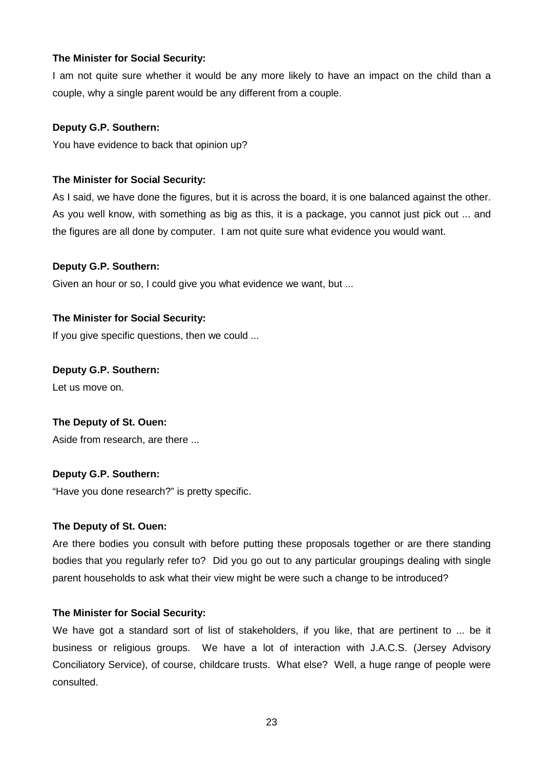**The Minister for Social Security:**

I am not quite sure whether it would be any more likely to have an impact on the child than a couple, why a single parent would be any different from a couple.

**Deputy G.P. Southern:**

You have evidence to back that opinion up?

**The Minister for Social Security:**

As I said, we have done the figures, but it is across the board, it is one balanced against the other. As you well know, with something as big as this, it is a package, you cannot just pick out ... and the figures are all done by computer. I am not quite sure what evidence you would want.

**Deputy G.P. Southern:**

Given an hour or so, I could give you what evidence we want, but ...

**The Minister for Social Security:**

If you give specific questions, then we could ...

**Deputy G.P. Southern:**

Let us move on.

**The Deputy of St. Ouen:**

Aside from research, are there ...

**Deputy G.P. Southern:**

"Have you done research?" is pretty specific.

**The Deputy of St. Ouen:**

Are there bodies you consult with before putting these proposals together or are there standing bodies that you regularly refer to? Did you go out to any particular groupings dealing with single parent households to ask what their view might be were such a change to be introduced?

**The Minister for Social Security:**

We have got a standard sort of list of stakeholders, if you like, that are pertinent to ... be it business or religious groups. We have a lot of interaction with J.A.C.S. (Jersey Advisory Conciliatory Service), of course, childcare trusts. What else? Well, a huge range of people were consulted.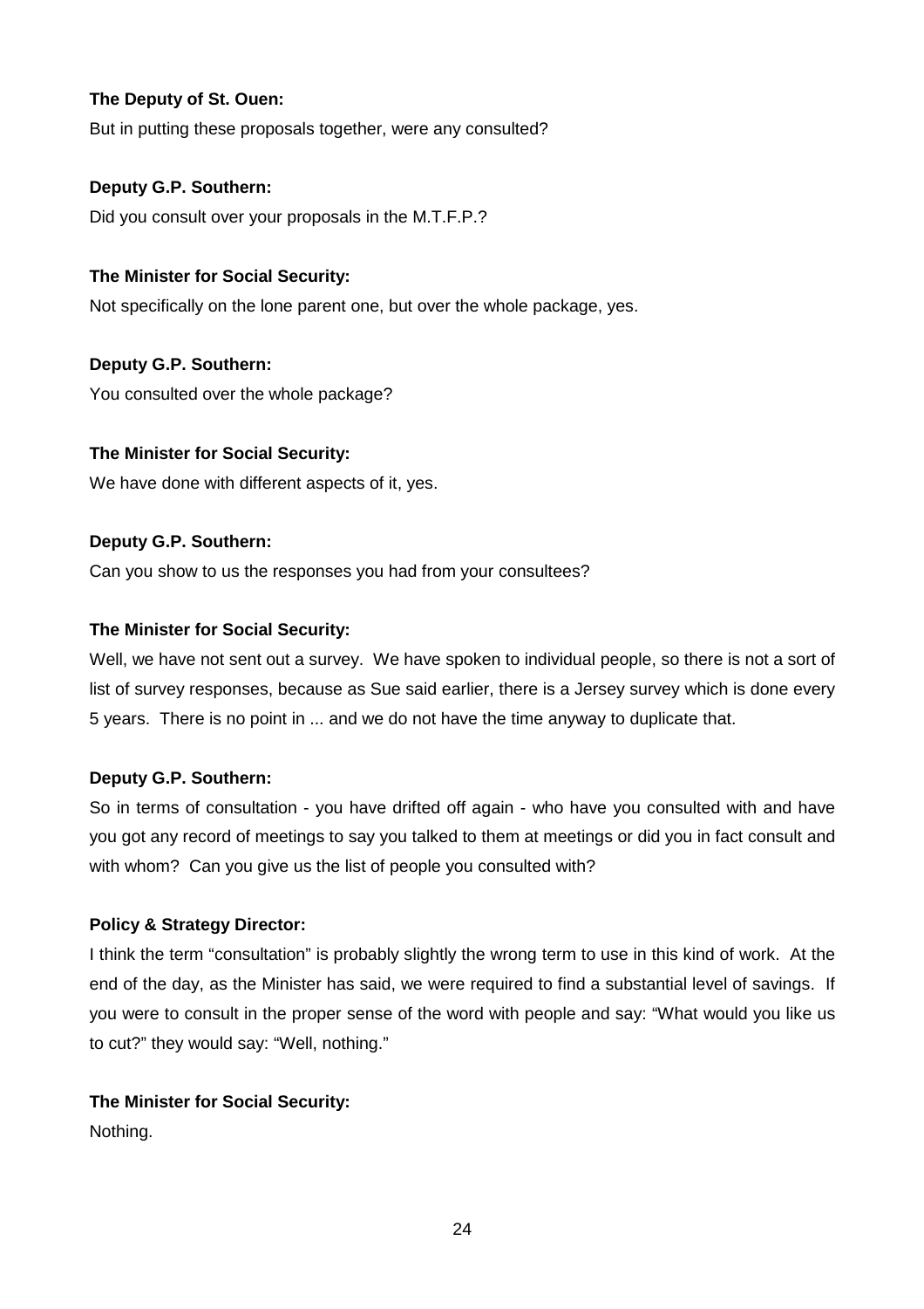**The Deputy of St. Ouen:**

But in putting these proposals together, were any consulted?

**Deputy G.P. Southern:**

Did you consult over your proposals in the M.T.F.P.?

**The Minister for Social Security:**

Not specifically on the lone parent one, but over the whole package, yes.

**Deputy G.P. Southern:**

You consulted over the whole package?

**The Minister for Social Security:**

We have done with different aspects of it, yes.

**Deputy G.P. Southern:**

Can you show to us the responses you had from your consultees?

**The Minister for Social Security:**

Well, we have not sent out a survey. We have spoken to individual people, so there is not a sort of list of survey responses, because as Sue said earlier, there is a Jersey survey which is done every 5 years. There is no point in ... and we do not have the time anyway to duplicate that.

**Deputy G.P. Southern:**

So in terms of consultation - you have drifted off again - who have you consulted with and have you got any record of meetings to say you talked to them at meetings or did you in fact consult and with whom? Can you give us the list of people you consulted with?

**Policy & Strategy Director:**

I think the term "consultation" is probably slightly the wrong term to use in this kind of work. At the end of the day, as the Minister has said, we were required to find a substantial level of savings. If you were to consult in the proper sense of the word with people and say: "What would you like us to cut?" they would say: "Well, nothing."

**The Minister for Social Security:**

Nothing.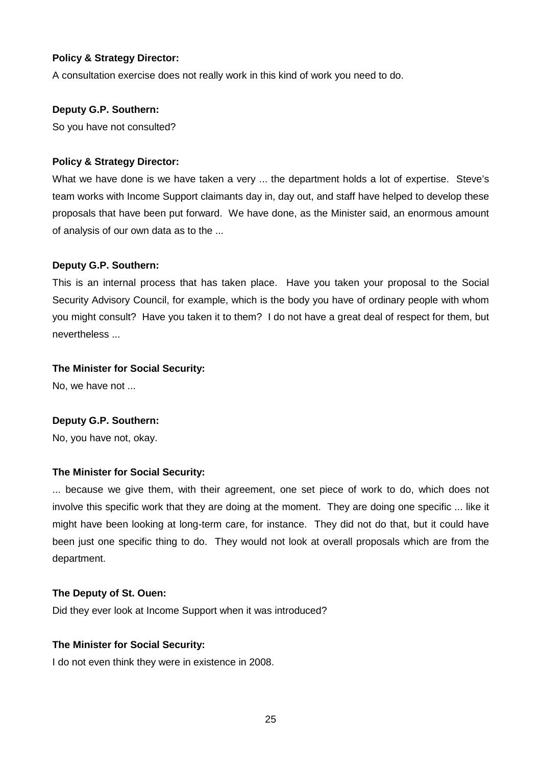**Policy & Strategy Director:**

A consultation exercise does not really work in this kind of work you need to do.

**Deputy G.P. Southern:**

So you have not consulted?

**Policy & Strategy Director:**

What we have done is we have taken a very ... the department holds a lot of expertise. Steve's team works with Income Support claimants day in, day out, and staff have helped to develop these proposals that have been put forward. We have done, as the Minister said, an enormous amount of analysis of our own data as to the ...

**Deputy G.P. Southern:**

This is an internal process that has taken place. Have you taken your proposal to the Social Security Advisory Council, for example, which is the body you have of ordinary people with whom you might consult? Have you taken it to them? I do not have a great deal of respect for them, but nevertheless ...

**The Minister for Social Security:**

No, we have not ...

**Deputy G.P. Southern:**

No, you have not, okay.

**The Minister for Social Security:**

... because we give them, with their agreement, one set piece of work to do, which does not involve this specific work that they are doing at the moment. They are doing one specific ... like it might have been looking at long-term care, for instance. They did not do that, but it could have been just one specific thing to do. They would not look at overall proposals which are from the department.

**The Deputy of St. Ouen:**

Did they ever look at Income Support when it was introduced?

**The Minister for Social Security:**

I do not even think they were in existence in 2008.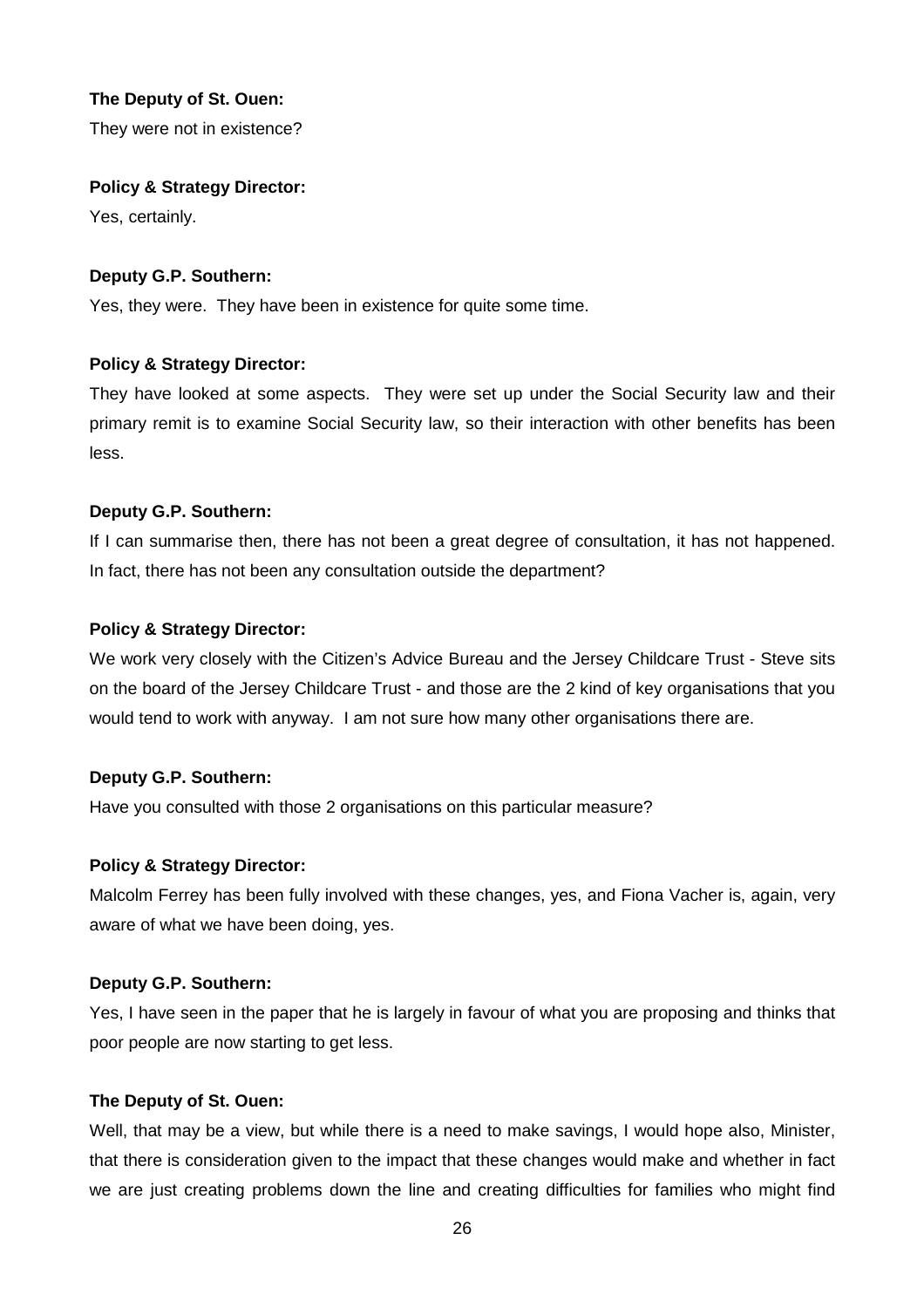**The Deputy of St. Ouen:**

They were not in existence?

**Policy & Strategy Director:**

Yes, certainly.

**Deputy G.P. Southern:**

Yes, they were. They have been in existence for quite some time.

**Policy & Strategy Director:**

They have looked at some aspects. They were set up under the Social Security law and their primary remit is to examine Social Security law, so their interaction with other benefits has been less.

**Deputy G.P. Southern:**

If I can summarise then, there has not been a great degree of consultation, it has not happened. In fact, there has not been any consultation outside the department?

**Policy & Strategy Director:**

We work very closely with the Citizen's Advice Bureau and the Jersey Childcare Trust - Steve sits on the board of the Jersey Childcare Trust - and those are the 2 kind of key organisations that you would tend to work with anyway. I am not sure how many other organisations there are.

**Deputy G.P. Southern:**

Have you consulted with those 2 organisations on this particular measure?

**Policy & Strategy Director:**

Malcolm Ferrey has been fully involved with these changes, yes, and Fiona Vacher is, again, very aware of what we have been doing, yes.

**Deputy G.P. Southern:**

Yes, I have seen in the paper that he is largely in favour of what you are proposing and thinks that poor people are now starting to get less.

**The Deputy of St. Ouen:**

Well, that may be a view, but while there is a need to make savings, I would hope also, Minister, that there is consideration given to the impact that these changes would make and whether in fact we are just creating problems down the line and creating difficulties for families who might find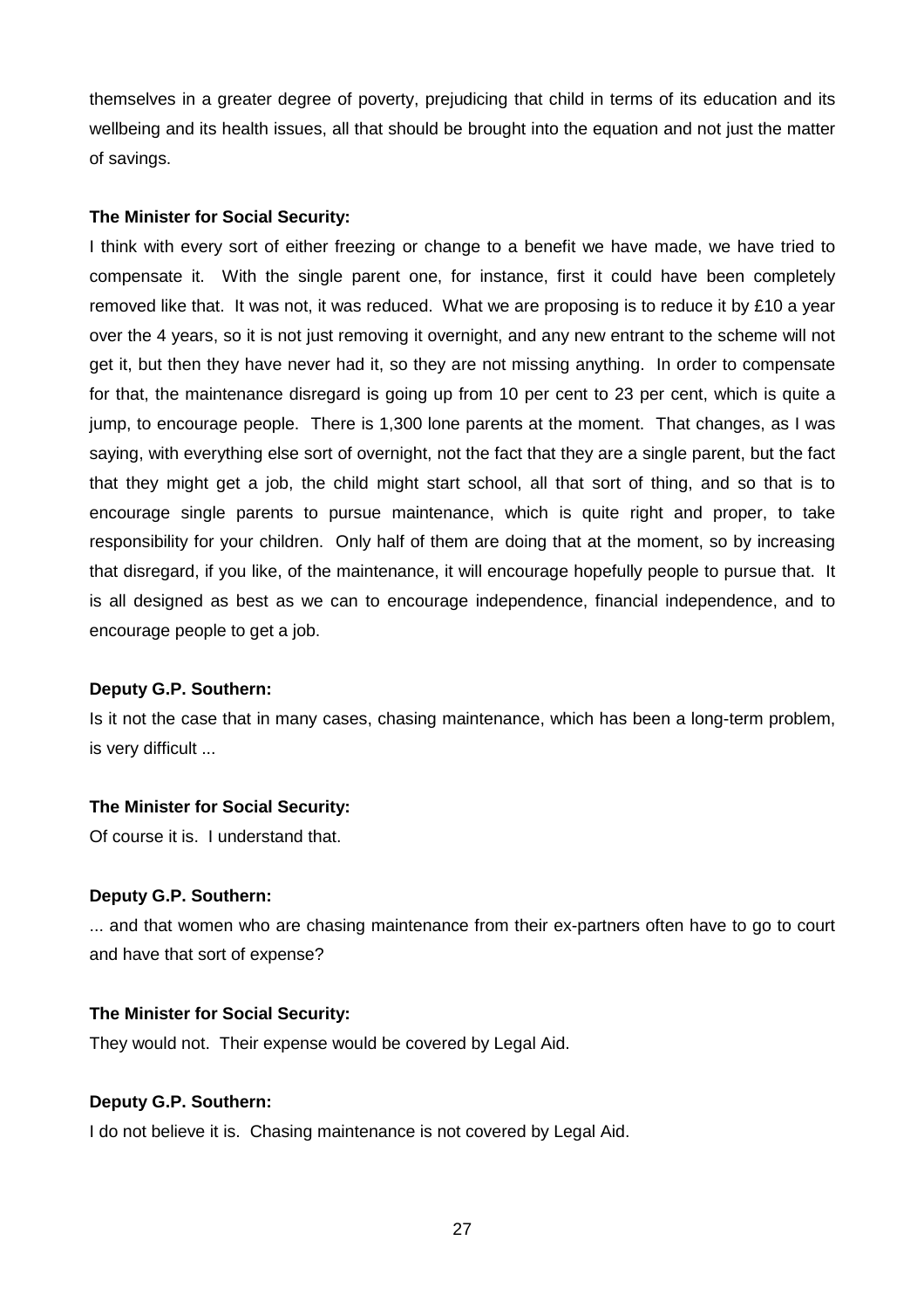themselves in a greater degree of poverty, prejudicing that child in terms of its education and its wellbeing and its health issues, all that should be brought into the equation and not just the matter of savings.

**The Minister for Social Security:**

I think with every sort of either freezing or change to a benefit we have made, we have tried to compensate it. With the single parent one, for instance, first it could have been completely removed like that. It was not, it was reduced. What we are proposing is to reduce it by £10 a year over the 4 years, so it is not just removing it overnight, and any new entrant to the scheme will not get it, but then they have never had it, so they are not missing anything. In order to compensate for that, the maintenance disregard is going up from 10 per cent to 23 per cent, which is quite a jump, to encourage people. There is 1,300 lone parents at the moment. That changes, as I was saying, with everything else sort of overnight, not the fact that they are a single parent, but the fact that they might get a job, the child might start school, all that sort of thing, and so that is to encourage single parents to pursue maintenance, which is quite right and proper, to take responsibility for your children. Only half of them are doing that at the moment, so by increasing that disregard, if you like, of the maintenance, it will encourage hopefully people to pursue that. It is all designed as best as we can to encourage independence, financial independence, and to encourage people to get a job.

**Deputy G.P. Southern:**

Is it not the case that in many cases, chasing maintenance, which has been a long-term problem, is very difficult ...

**The Minister for Social Security:**

Of course it is. I understand that.

**Deputy G.P. Southern:**

... and that women who are chasing maintenance from their ex-partners often have to go to court and have that sort of expense?

**The Minister for Social Security:**

They would not. Their expense would be covered by Legal Aid.

**Deputy G.P. Southern:**

I do not believe it is. Chasing maintenance is not covered by Legal Aid.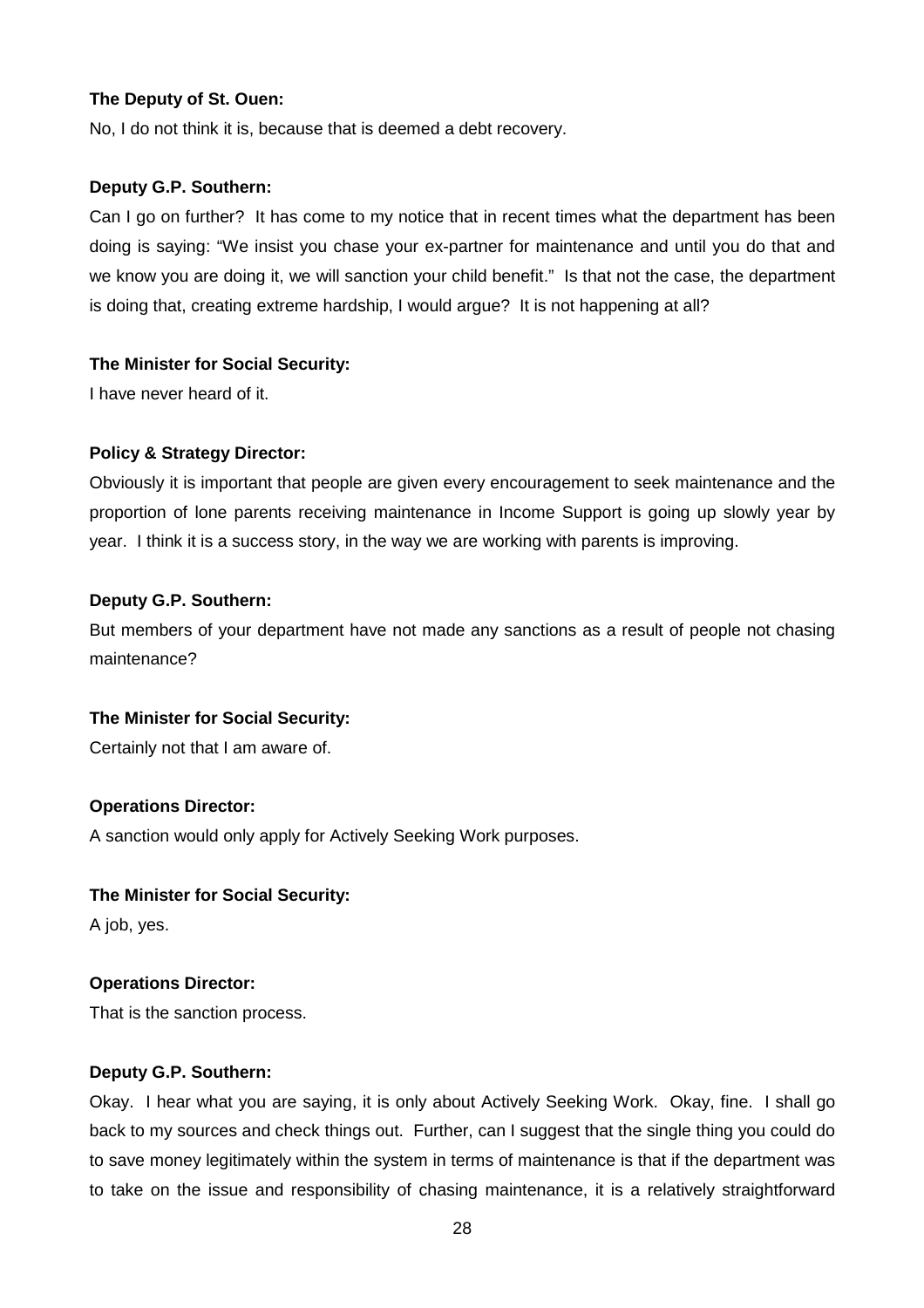**The Deputy of St. Ouen:**

No, I do not think it is, because that is deemed a debt recovery.

**Deputy G.P. Southern:**

Can I go on further? It has come to my notice that in recent times what the department has been doing is saying: "We insist you chase your ex-partner for maintenance and until you do that and we know you are doing it, we will sanction your child benefit." Is that not the case, the department is doing that, creating extreme hardship, I would argue? It is not happening at all?

**The Minister for Social Security:**

I have never heard of it.

**Policy & Strategy Director:**

Obviously it is important that people are given every encouragement to seek maintenance and the proportion of lone parents receiving maintenance in Income Support is going up slowly year by year. I think it is a success story, in the way we are working with parents is improving.

**Deputy G.P. Southern:**

But members of your department have not made any sanctions as a result of people not chasing maintenance?

**The Minister for Social Security:**

Certainly not that I am aware of.

**Operations Director:**

A sanction would only apply for Actively Seeking Work purposes.

**The Minister for Social Security:**

A job, yes.

**Operations Director:**

That is the sanction process.

**Deputy G.P. Southern:**

Okay. I hear what you are saying, it is only about Actively Seeking Work. Okay, fine. I shall go back to my sources and check things out. Further, can I suggest that the single thing you could do to save money legitimately within the system in terms of maintenance is that if the department was to take on the issue and responsibility of chasing maintenance, it is a relatively straightforward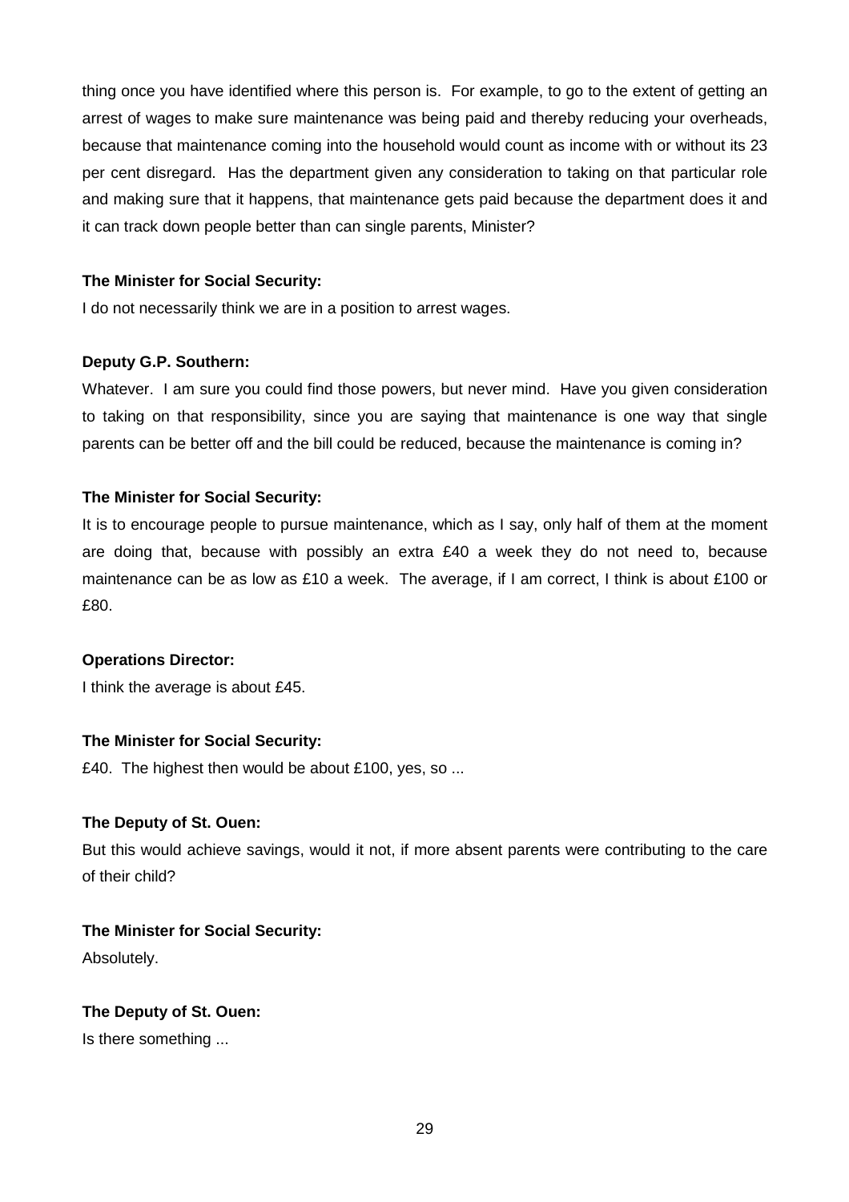thing once you have identified where this person is. For example, to go to the extent of getting an arrest of wages to make sure maintenance was being paid and thereby reducing your overheads, because that maintenance coming into the household would count as income with or without its 23 per cent disregard. Has the department given any consideration to taking on that particular role and making sure that it happens, that maintenance gets paid because the department does it and it can track down people better than can single parents, Minister?

**The Minister for Social Security:**

I do not necessarily think we are in a position to arrest wages.

**Deputy G.P. Southern:**

Whatever. I am sure you could find those powers, but never mind. Have you given consideration to taking on that responsibility, since you are saying that maintenance is one way that single parents can be better off and the bill could be reduced, because the maintenance is coming in?

**The Minister for Social Security:**

It is to encourage people to pursue maintenance, which as I say, only half of them at the moment are doing that, because with possibly an extra £40 a week they do not need to, because maintenance can be as low as £10 a week. The average, if I am correct, I think is about £100 or £80.

**Operations Director:**

I think the average is about £45.

**The Minister for Social Security:**

£40. The highest then would be about £100, yes, so ...

**The Deputy of St. Ouen:**

But this would achieve savings, would it not, if more absent parents were contributing to the care of their child?

**The Minister for Social Security:**

Absolutely.

**The Deputy of St. Ouen:**

Is there something ...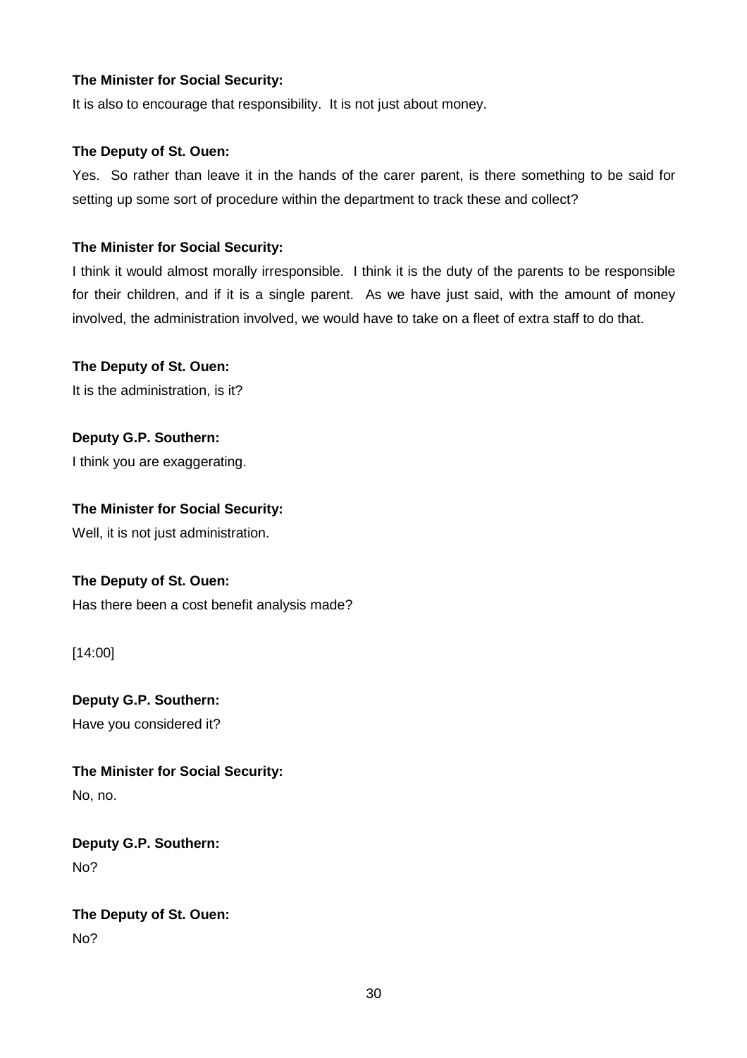**The Minister for Social Security:**

It is also to encourage that responsibility. It is not just about money.

**The Deputy of St. Ouen:**

Yes. So rather than leave it in the hands of the carer parent, is there something to be said for setting up some sort of procedure within the department to track these and collect?

**The Minister for Social Security:**

I think it would almost morally irresponsible. I think it is the duty of the parents to be responsible for their children, and if it is a single parent. As we have just said, with the amount of money involved, the administration involved, we would have to take on a fleet of extra staff to do that.

**The Deputy of St. Ouen:**

It is the administration, is it?

**Deputy G.P. Southern:**

I think you are exaggerating.

**The Minister for Social Security:**

Well, it is not just administration.

**The Deputy of St. Ouen:**

Has there been a cost benefit analysis made?

[14:00]

**Deputy G.P. Southern:**

Have you considered it?

**The Minister for Social Security:**

No, no.

**Deputy G.P. Southern:**

No?

**The Deputy of St. Ouen:**

No?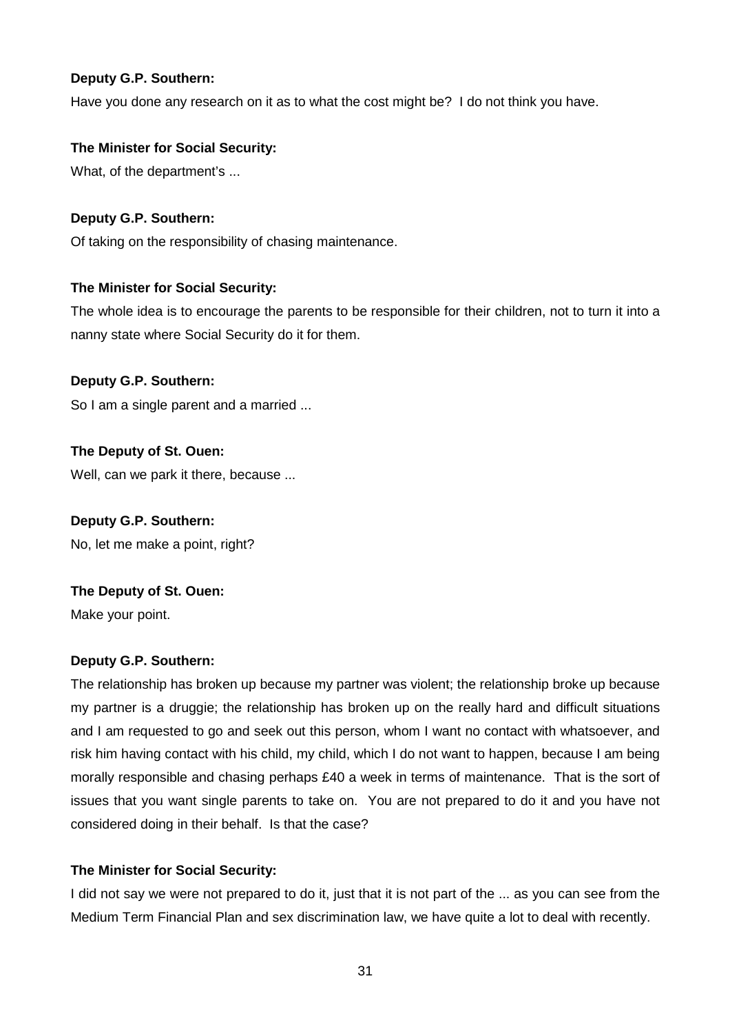**Deputy G.P. Southern:**

Have you done any research on it as to what the cost might be? I do not think you have.

**The Minister for Social Security:**

What, of the department's ...

**Deputy G.P. Southern:**

Of taking on the responsibility of chasing maintenance.

**The Minister for Social Security:**

The whole idea is to encourage the parents to be responsible for their children, not to turn it into a nanny state where Social Security do it for them.

**Deputy G.P. Southern:**

So I am a single parent and a married ...

**The Deputy of St. Ouen:**

Well, can we park it there, because ...

**Deputy G.P. Southern:**

No, let me make a point, right?

**The Deputy of St. Ouen:**

Make your point.

**Deputy G.P. Southern:**

The relationship has broken up because my partner was violent; the relationship broke up because my partner is a druggie; the relationship has broken up on the really hard and difficult situations and I am requested to go and seek out this person, whom I want no contact with whatsoever, and risk him having contact with his child, my child, which I do not want to happen, because I am being morally responsible and chasing perhaps £40 a week in terms of maintenance. That is the sort of issues that you want single parents to take on. You are not prepared to do it and you have not considered doing in their behalf. Is that the case?

**The Minister for Social Security:**

I did not say we were not prepared to do it, just that it is not part of the ... as you can see from the Medium Term Financial Plan and sex discrimination law, we have quite a lot to deal with recently.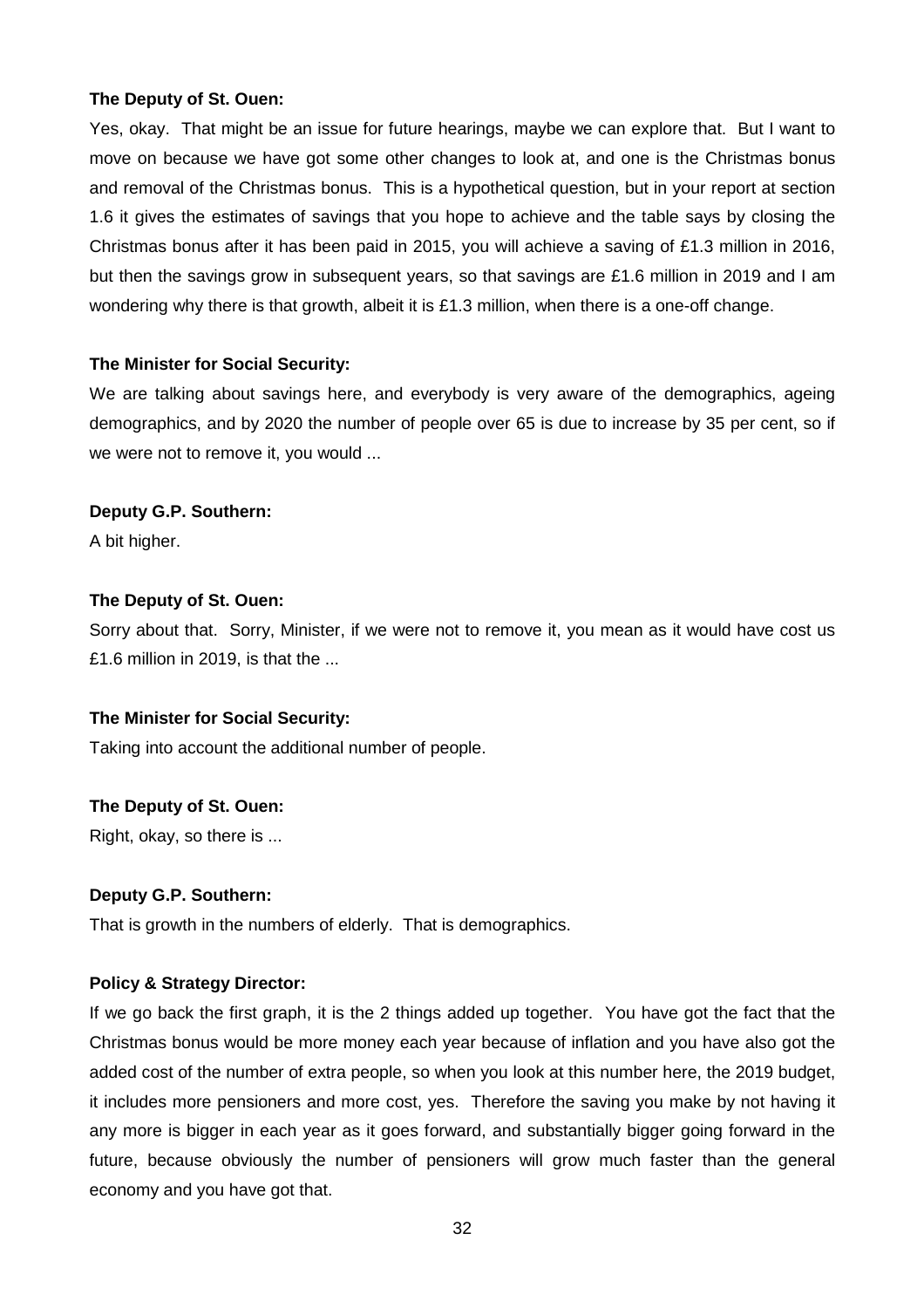**The Deputy of St. Ouen:**

Yes, okay. That might be an issue for future hearings, maybe we can explore that. But I want to move on because we have got some other changes to look at, and one is the Christmas bonus and removal of the Christmas bonus. This is a hypothetical question, but in your report at section 1.6 it gives the estimates of savings that you hope to achieve and the table says by closing the Christmas bonus after it has been paid in 2015, you will achieve a saving of £1.3 million in 2016, but then the savings grow in subsequent years, so that savings are £1.6 million in 2019 and I am wondering why there is that growth, albeit it is £1.3 million, when there is a one-off change.

**The Minister for Social Security:**

We are talking about savings here, and everybody is very aware of the demographics, ageing demographics, and by 2020 the number of people over 65 is due to increase by 35 per cent, so if we were not to remove it, you would ...

**Deputy G.P. Southern:**

A bit higher.

**The Deputy of St. Ouen:**

Sorry about that. Sorry, Minister, if we were not to remove it, you mean as it would have cost us £1.6 million in 2019, is that the ...

**The Minister for Social Security:**

Taking into account the additional number of people.

**The Deputy of St. Ouen:**

Right, okay, so there is ...

**Deputy G.P. Southern:**

That is growth in the numbers of elderly. That is demographics.

**Policy & Strategy Director:**

If we go back the first graph, it is the 2 things added up together. You have got the fact that the Christmas bonus would be more money each year because of inflation and you have also got the added cost of the number of extra people, so when you look at this number here, the 2019 budget, it includes more pensioners and more cost, yes. Therefore the saving you make by not having it any more is bigger in each year as it goes forward, and substantially bigger going forward in the future, because obviously the number of pensioners will grow much faster than the general economy and you have got that.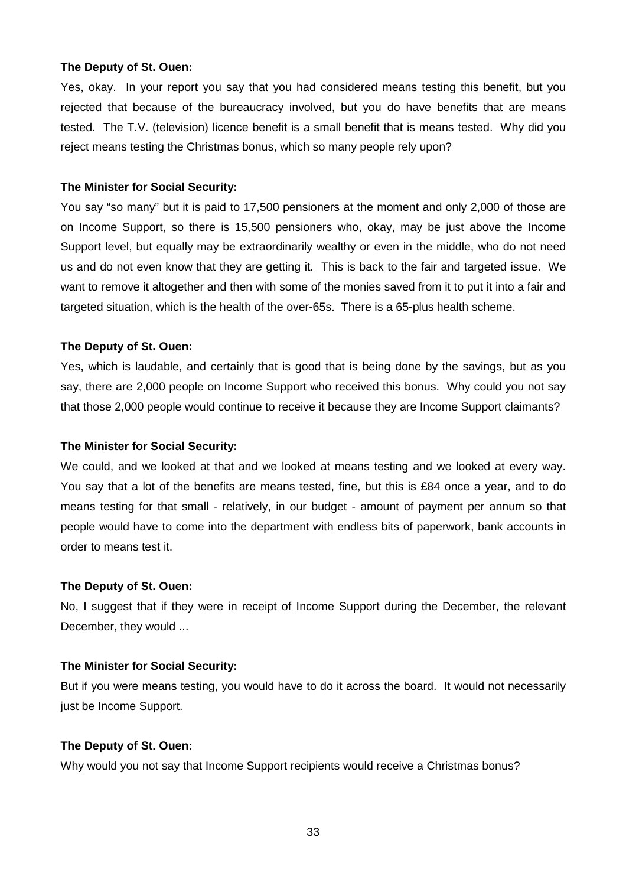**The Deputy of St. Ouen:**

Yes, okay. In your report you say that you had considered means testing this benefit, but you rejected that because of the bureaucracy involved, but you do have benefits that are means tested. The T.V. (television) licence benefit is a small benefit that is means tested. Why did you reject means testing the Christmas bonus, which so many people rely upon?

**The Minister for Social Security:**

You say "so many" but it is paid to 17,500 pensioners at the moment and only 2,000 of those are on Income Support, so there is 15,500 pensioners who, okay, may be just above the Income Support level, but equally may be extraordinarily wealthy or even in the middle, who do not need us and do not even know that they are getting it. This is back to the fair and targeted issue. We want to remove it altogether and then with some of the monies saved from it to put it into a fair and targeted situation, which is the health of the over-65s. There is a 65-plus health scheme.

**The Deputy of St. Ouen:**

Yes, which is laudable, and certainly that is good that is being done by the savings, but as you say, there are 2,000 people on Income Support who received this bonus. Why could you not say that those 2,000 people would continue to receive it because they are Income Support claimants?

**The Minister for Social Security:**

We could, and we looked at that and we looked at means testing and we looked at every way. You say that a lot of the benefits are means tested, fine, but this is £84 once a year, and to do means testing for that small - relatively, in our budget - amount of payment per annum so that people would have to come into the department with endless bits of paperwork, bank accounts in order to means test it.

**The Deputy of St. Ouen:**

No, I suggest that if they were in receipt of Income Support during the December, the relevant December, they would ...

**The Minister for Social Security:**

But if you were means testing, you would have to do it across the board. It would not necessarily just be Income Support.

**The Deputy of St. Ouen:**

Why would you not say that Income Support recipients would receive a Christmas bonus?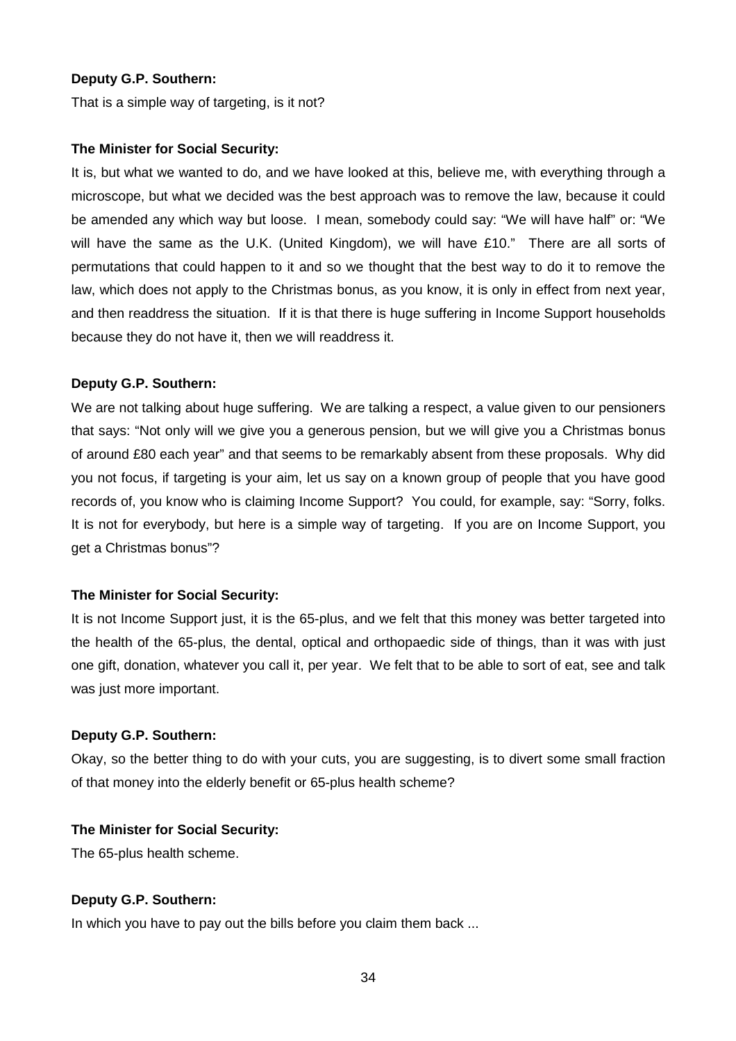**Deputy G.P. Southern:**

That is a simple way of targeting, is it not?

**The Minister for Social Security:**

It is, but what we wanted to do, and we have looked at this, believe me, with everything through a microscope, but what we decided was the best approach was to remove the law, because it could be amended any which way but loose. I mean, somebody could say: "We will have half" or: "We will have the same as the U.K. (United Kingdom), we will have £10." There are all sorts of permutations that could happen to it and so we thought that the best way to do it to remove the law, which does not apply to the Christmas bonus, as you know, it is only in effect from next year, and then readdress the situation. If it is that there is huge suffering in Income Support households because they do not have it, then we will readdress it.

**Deputy G.P. Southern:**

We are not talking about huge suffering. We are talking a respect, a value given to our pensioners that says: "Not only will we give you a generous pension, but we will give you a Christmas bonus of around £80 each year" and that seems to be remarkably absent from these proposals. Why did you not focus, if targeting is your aim, let us say on a known group of people that you have good records of, you know who is claiming Income Support? You could, for example, say: "Sorry, folks. It is not for everybody, but here is a simple way of targeting. If you are on Income Support, you get a Christmas bonus"?

**The Minister for Social Security:**

It is not Income Support just, it is the 65-plus, and we felt that this money was better targeted into the health of the 65-plus, the dental, optical and orthopaedic side of things, than it was with just one gift, donation, whatever you call it, per year. We felt that to be able to sort of eat, see and talk was just more important.

**Deputy G.P. Southern:**

Okay, so the better thing to do with your cuts, you are suggesting, is to divert some small fraction of that money into the elderly benefit or 65-plus health scheme?

**The Minister for Social Security:**

The 65-plus health scheme.

**Deputy G.P. Southern:**

In which you have to pay out the bills before you claim them back ...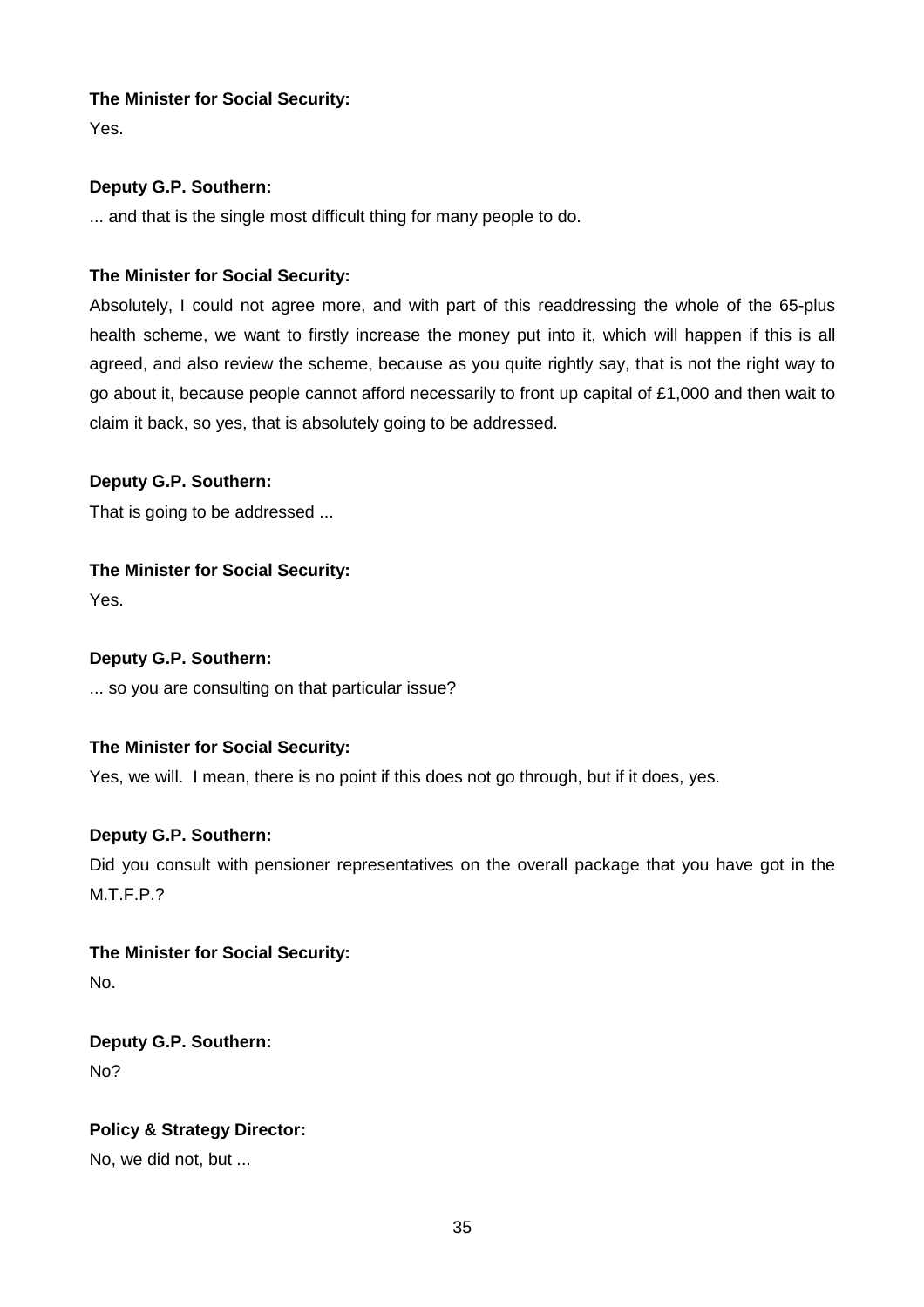**The Minister for Social Security:**

Yes.

**Deputy G.P. Southern:**

... and that is the single most difficult thing for many people to do.

**The Minister for Social Security:**

Absolutely, I could not agree more, and with part of this readdressing the whole of the 65-plus health scheme, we want to firstly increase the money put into it, which will happen if this is all agreed, and also review the scheme, because as you quite rightly say, that is not the right way to go about it, because people cannot afford necessarily to front up capital of £1,000 and then wait to claim it back, so yes, that is absolutely going to be addressed.

**Deputy G.P. Southern:**

That is going to be addressed ...

**The Minister for Social Security:**

Yes.

**Deputy G.P. Southern:**

... so you are consulting on that particular issue?

**The Minister for Social Security:**

Yes, we will. I mean, there is no point if this does not go through, but if it does, yes.

**Deputy G.P. Southern:**

Did you consult with pensioner representatives on the overall package that you have got in the M.T.F.P.?

**The Minister for Social Security:**

No.

**Deputy G.P. Southern:**

No?

**Policy & Strategy Director:**

No, we did not, but ...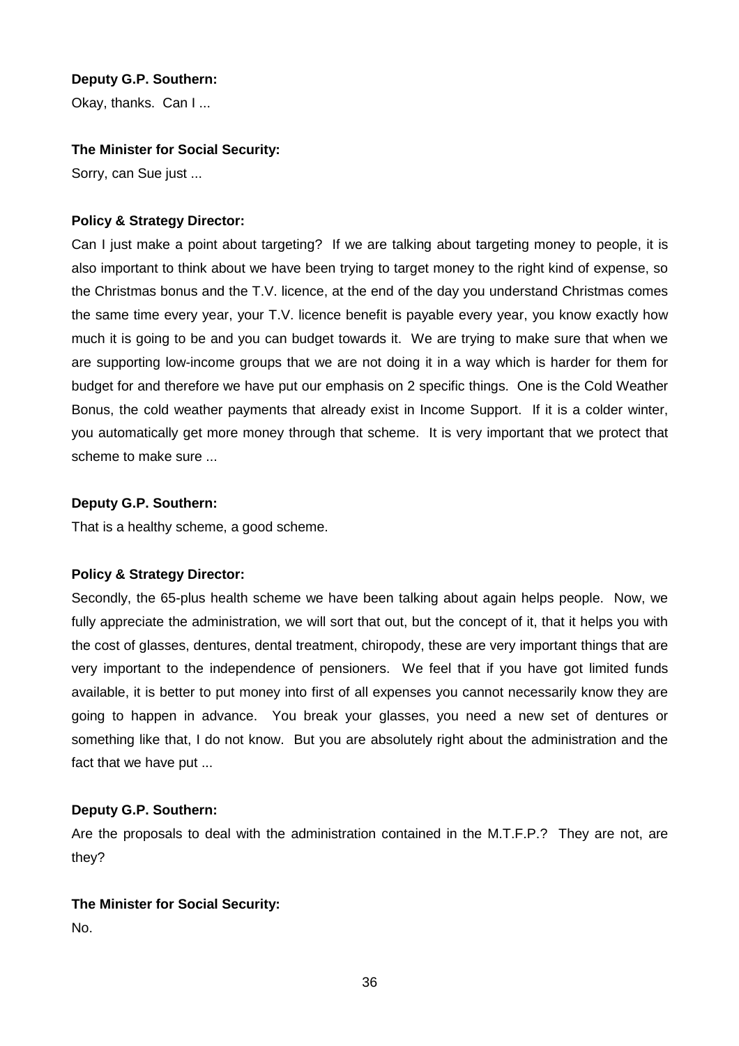**Deputy G.P. Southern:**

Okay, thanks. Can I ...

**The Minister for Social Security:**

Sorry, can Sue just ...

**Policy & Strategy Director:**

Can I just make a point about targeting? If we are talking about targeting money to people, it is also important to think about we have been trying to target money to the right kind of expense, so the Christmas bonus and the T.V. licence, at the end of the day you understand Christmas comes the same time every year, your T.V. licence benefit is payable every year, you know exactly how much it is going to be and you can budget towards it. We are trying to make sure that when we are supporting low-income groups that we are not doing it in a way which is harder for them for budget for and therefore we have put our emphasis on 2 specific things. One is the Cold Weather Bonus, the cold weather payments that already exist in Income Support. If it is a colder winter, you automatically get more money through that scheme. It is very important that we protect that scheme to make sure ...

**Deputy G.P. Southern:**

That is a healthy scheme, a good scheme.

**Policy & Strategy Director:**

Secondly, the 65-plus health scheme we have been talking about again helps people. Now, we fully appreciate the administration, we will sort that out, but the concept of it, that it helps you with the cost of glasses, dentures, dental treatment, chiropody, these are very important things that are very important to the independence of pensioners. We feel that if you have got limited funds available, it is better to put money into first of all expenses you cannot necessarily know they are going to happen in advance. You break your glasses, you need a new set of dentures or something like that, I do not know. But you are absolutely right about the administration and the fact that we have put ...

**Deputy G.P. Southern:**

Are the proposals to deal with the administration contained in the M.T.F.P.? They are not, are they?

**The Minister for Social Security:**

No.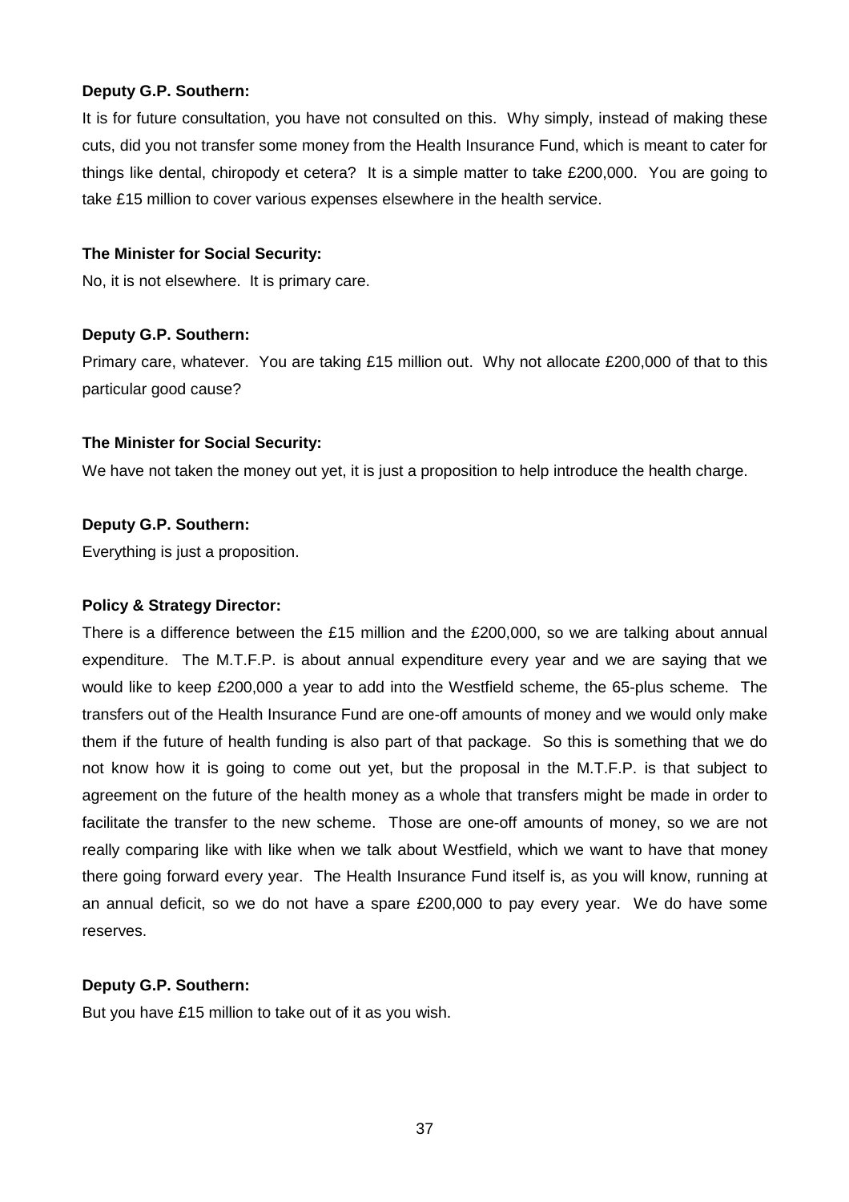**Deputy G.P. Southern:**

It is for future consultation, you have not consulted on this. Why simply, instead of making these cuts, did you not transfer some money from the Health Insurance Fund, which is meant to cater for things like dental, chiropody et cetera? It is a simple matter to take £200,000. You are going to take £15 million to cover various expenses elsewhere in the health service.

**The Minister for Social Security:**

No, it is not elsewhere. It is primary care.

**Deputy G.P. Southern:**

Primary care, whatever. You are taking £15 million out. Why not allocate £200,000 of that to this particular good cause?

**The Minister for Social Security:**

We have not taken the money out yet, it is just a proposition to help introduce the health charge.

**Deputy G.P. Southern:**

Everything is just a proposition.

**Policy & Strategy Director:**

There is a difference between the £15 million and the £200,000, so we are talking about annual expenditure. The M.T.F.P. is about annual expenditure every year and we are saying that we would like to keep £200,000 a year to add into the Westfield scheme, the 65-plus scheme. The transfers out of the Health Insurance Fund are one-off amounts of money and we would only make them if the future of health funding is also part of that package. So this is something that we do not know how it is going to come out yet, but the proposal in the M.T.F.P. is that subject to agreement on the future of the health money as a whole that transfers might be made in order to facilitate the transfer to the new scheme. Those are one-off amounts of money, so we are not really comparing like with like when we talk about Westfield, which we want to have that money there going forward every year. The Health Insurance Fund itself is, as you will know, running at an annual deficit, so we do not have a spare £200,000 to pay every year. We do have some reserves.

**Deputy G.P. Southern:**

But you have £15 million to take out of it as you wish.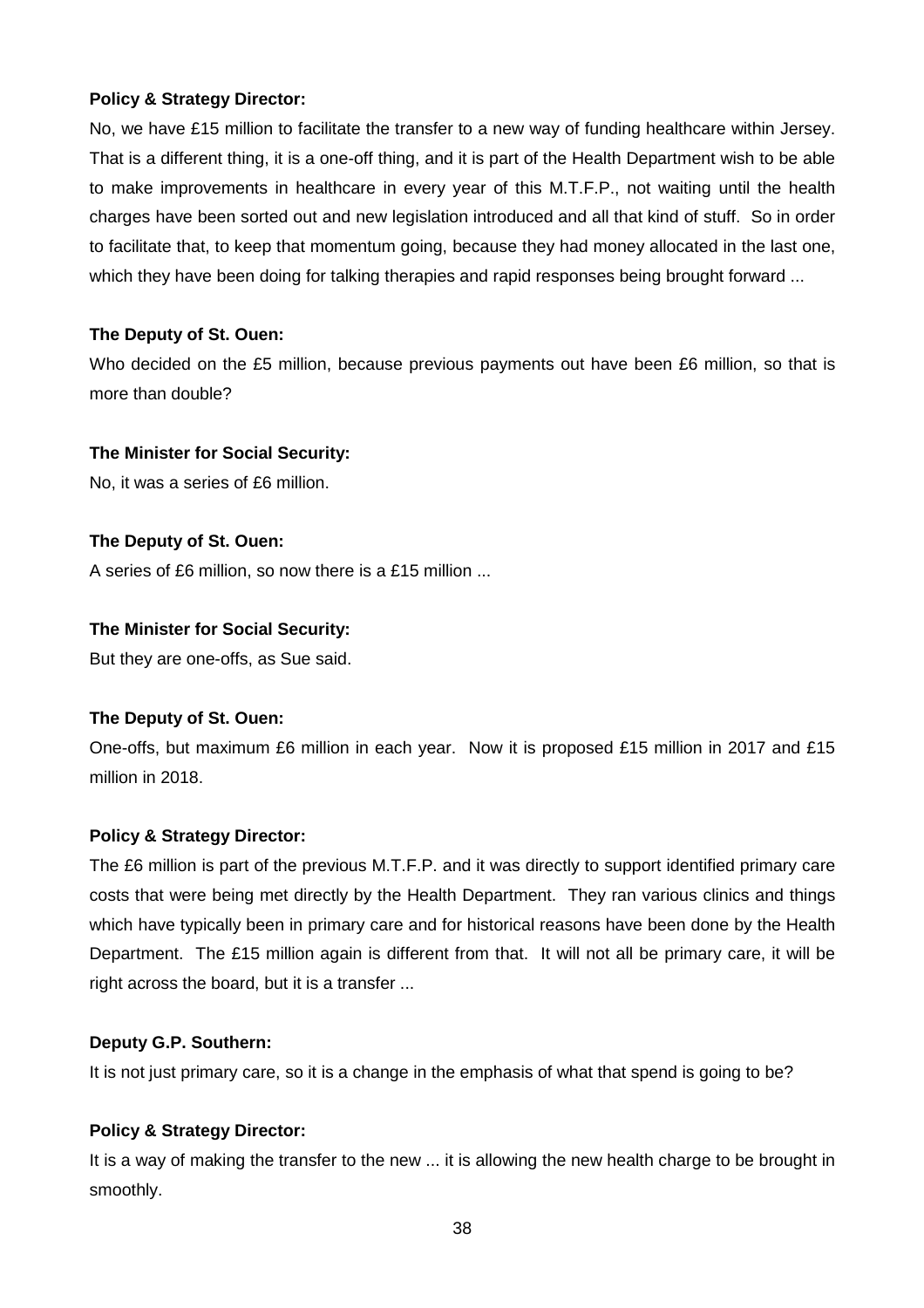**Policy & Strategy Director:**

No, we have £15 million to facilitate the transfer to a new way of funding healthcare within Jersey. That is a different thing, it is a one-off thing, and it is part of the Health Department wish to be able to make improvements in healthcare in every year of this M.T.F.P., not waiting until the health charges have been sorted out and new legislation introduced and all that kind of stuff. So in order to facilitate that, to keep that momentum going, because they had money allocated in the last one, which they have been doing for talking therapies and rapid responses being brought forward ...

**The Deputy of St. Ouen:**

Who decided on the £5 million, because previous payments out have been £6 million, so that is more than double?

**The Minister for Social Security:**

No, it was a series of £6 million.

**The Deputy of St. Ouen:**

A series of £6 million, so now there is a £15 million ...

**The Minister for Social Security:**

But they are one-offs, as Sue said.

**The Deputy of St. Ouen:**

One-offs, but maximum £6 million in each year. Now it is proposed £15 million in 2017 and £15 million in 2018.

**Policy & Strategy Director:**

The £6 million is part of the previous M.T.F.P. and it was directly to support identified primary care costs that were being met directly by the Health Department. They ran various clinics and things which have typically been in primary care and for historical reasons have been done by the Health Department. The £15 million again is different from that. It will not all be primary care, it will be right across the board, but it is a transfer ...

**Deputy G.P. Southern:**

It is not just primary care, so it is a change in the emphasis of what that spend is going to be?

**Policy & Strategy Director:**

It is a way of making the transfer to the new ... it is allowing the new health charge to be brought in smoothly.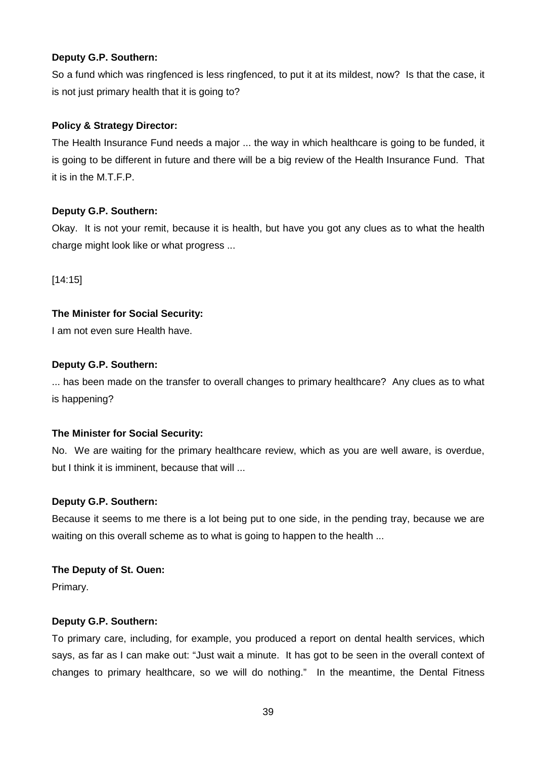**Deputy G.P. Southern:**

So a fund which was ringfenced is less ringfenced, to put it at its mildest, now? Is that the case, it is not just primary health that it is going to?

**Policy & Strategy Director:**

The Health Insurance Fund needs a major ... the way in which healthcare is going to be funded, it is going to be different in future and there will be a big review of the Health Insurance Fund. That it is in the M.T.F.P.

**Deputy G.P. Southern:**

Okay. It is not your remit, because it is health, but have you got any clues as to what the health charge might look like or what progress ...

[14:15]

**The Minister for Social Security:**

I am not even sure Health have.

**Deputy G.P. Southern:**

... has been made on the transfer to overall changes to primary healthcare? Any clues as to what is happening?

**The Minister for Social Security:**

No. We are waiting for the primary healthcare review, which as you are well aware, is overdue, but I think it is imminent, because that will ...

**Deputy G.P. Southern:**

Because it seems to me there is a lot being put to one side, in the pending tray, because we are waiting on this overall scheme as to what is going to happen to the health ...

**The Deputy of St. Ouen:**

Primary.

**Deputy G.P. Southern:**

To primary care, including, for example, you produced a report on dental health services, which says, as far as I can make out: "Just wait a minute. It has got to be seen in the overall context of changes to primary healthcare, so we will do nothing." In the meantime, the Dental Fitness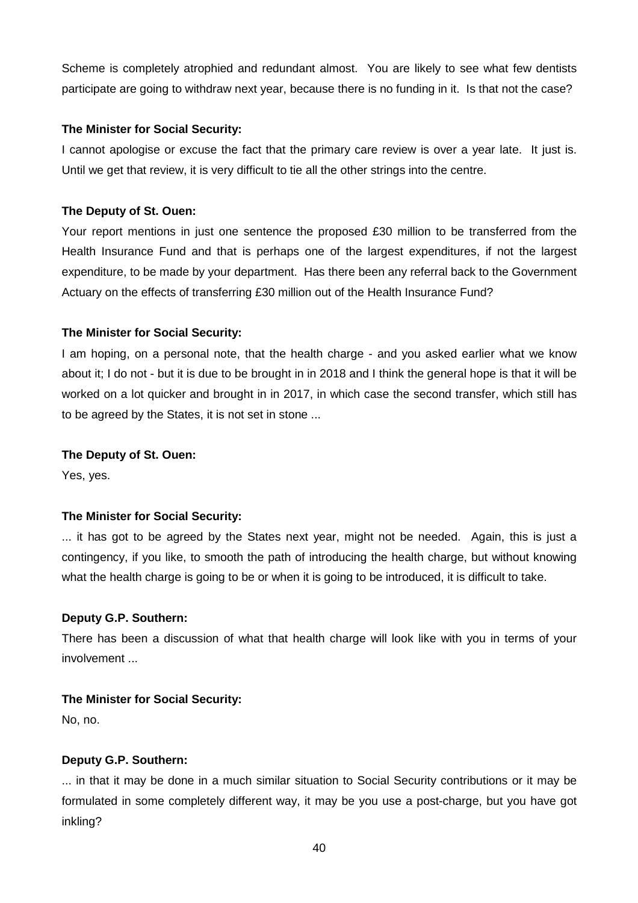Scheme is completely atrophied and redundant almost. You are likely to see what few dentists participate are going to withdraw next year, because there is no funding in it. Is that not the case?

**The Minister for Social Security:**

I cannot apologise or excuse the fact that the primary care review is over a year late. It just is. Until we get that review, it is very difficult to tie all the other strings into the centre.

**The Deputy of St. Ouen:**

Your report mentions in just one sentence the proposed £30 million to be transferred from the Health Insurance Fund and that is perhaps one of the largest expenditures, if not the largest expenditure, to be made by your department. Has there been any referral back to the Government Actuary on the effects of transferring £30 million out of the Health Insurance Fund?

**The Minister for Social Security:**

I am hoping, on a personal note, that the health charge - and you asked earlier what we know about it; I do not - but it is due to be brought in in 2018 and I think the general hope is that it will be worked on a lot quicker and brought in in 2017, in which case the second transfer, which still has to be agreed by the States, it is not set in stone ...

**The Deputy of St. Ouen:**

Yes, yes.

**The Minister for Social Security:**

... it has got to be agreed by the States next year, might not be needed. Again, this is just a contingency, if you like, to smooth the path of introducing the health charge, but without knowing what the health charge is going to be or when it is going to be introduced, it is difficult to take.

**Deputy G.P. Southern:**

There has been a discussion of what that health charge will look like with you in terms of your involvement ...

**The Minister for Social Security:**

No, no.

**Deputy G.P. Southern:**

... in that it may be done in a much similar situation to Social Security contributions or it may be formulated in some completely different way, it may be you use a post-charge, but you have got inkling?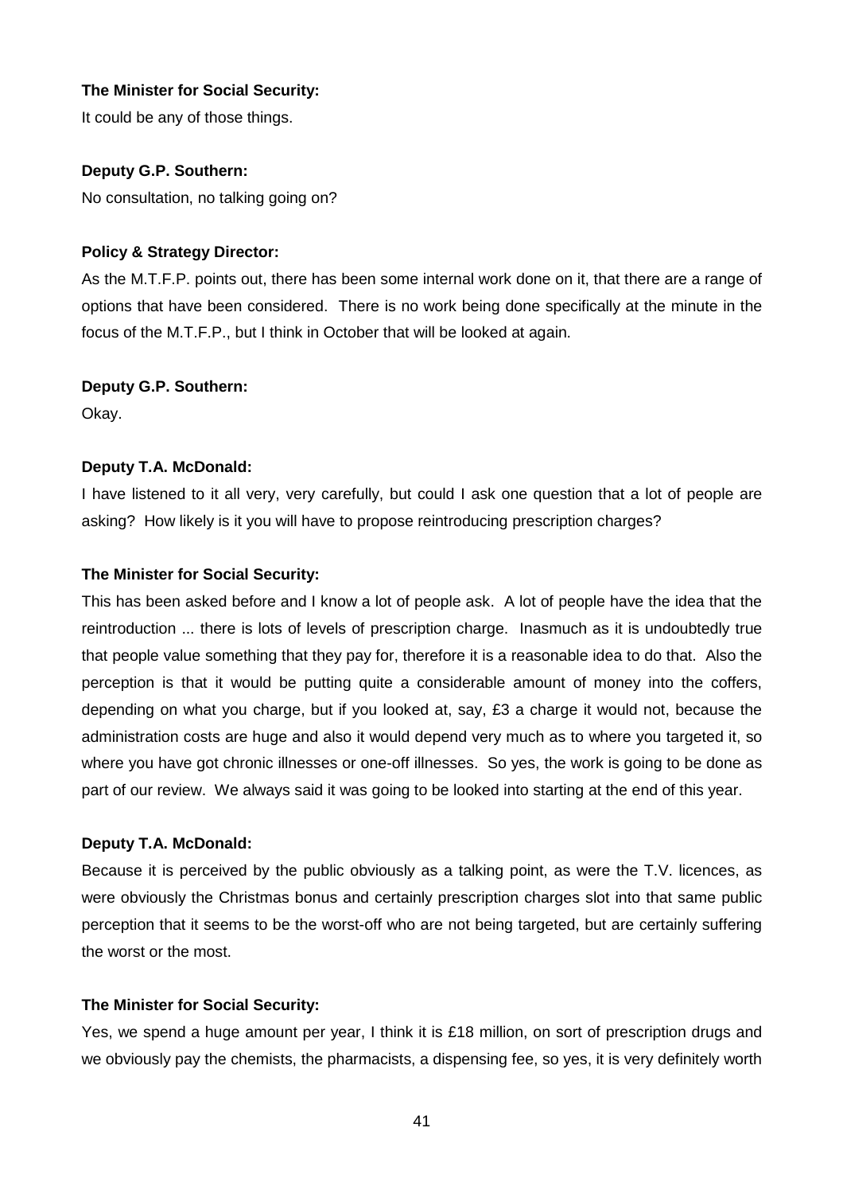**The Minister for Social Security:**

It could be any of those things.

**Deputy G.P. Southern:**

No consultation, no talking going on?

**Policy & Strategy Director:**

As the M.T.F.P. points out, there has been some internal work done on it, that there are a range of options that have been considered. There is no work being done specifically at the minute in the focus of the M.T.F.P., but I think in October that will be looked at again.

**Deputy G.P. Southern:**

Okay.

**Deputy T.A. McDonald:**

I have listened to it all very, very carefully, but could I ask one question that a lot of people are asking? How likely is it you will have to propose reintroducing prescription charges?

**The Minister for Social Security:**

This has been asked before and I know a lot of people ask. A lot of people have the idea that the reintroduction ... there is lots of levels of prescription charge. Inasmuch as it is undoubtedly true that people value something that they pay for, therefore it is a reasonable idea to do that. Also the perception is that it would be putting quite a considerable amount of money into the coffers, depending on what you charge, but if you looked at, say, £3 a charge it would not, because the administration costs are huge and also it would depend very much as to where you targeted it, so where you have got chronic illnesses or one-off illnesses. So yes, the work is going to be done as part of our review. We always said it was going to be looked into starting at the end of this year.

**Deputy T.A. McDonald:**

Because it is perceived by the public obviously as a talking point, as were the T.V. licences, as were obviously the Christmas bonus and certainly prescription charges slot into that same public perception that it seems to be the worst-off who are not being targeted, but are certainly suffering the worst or the most.

**The Minister for Social Security:**

Yes, we spend a huge amount per year, I think it is £18 million, on sort of prescription drugs and we obviously pay the chemists, the pharmacists, a dispensing fee, so yes, it is very definitely worth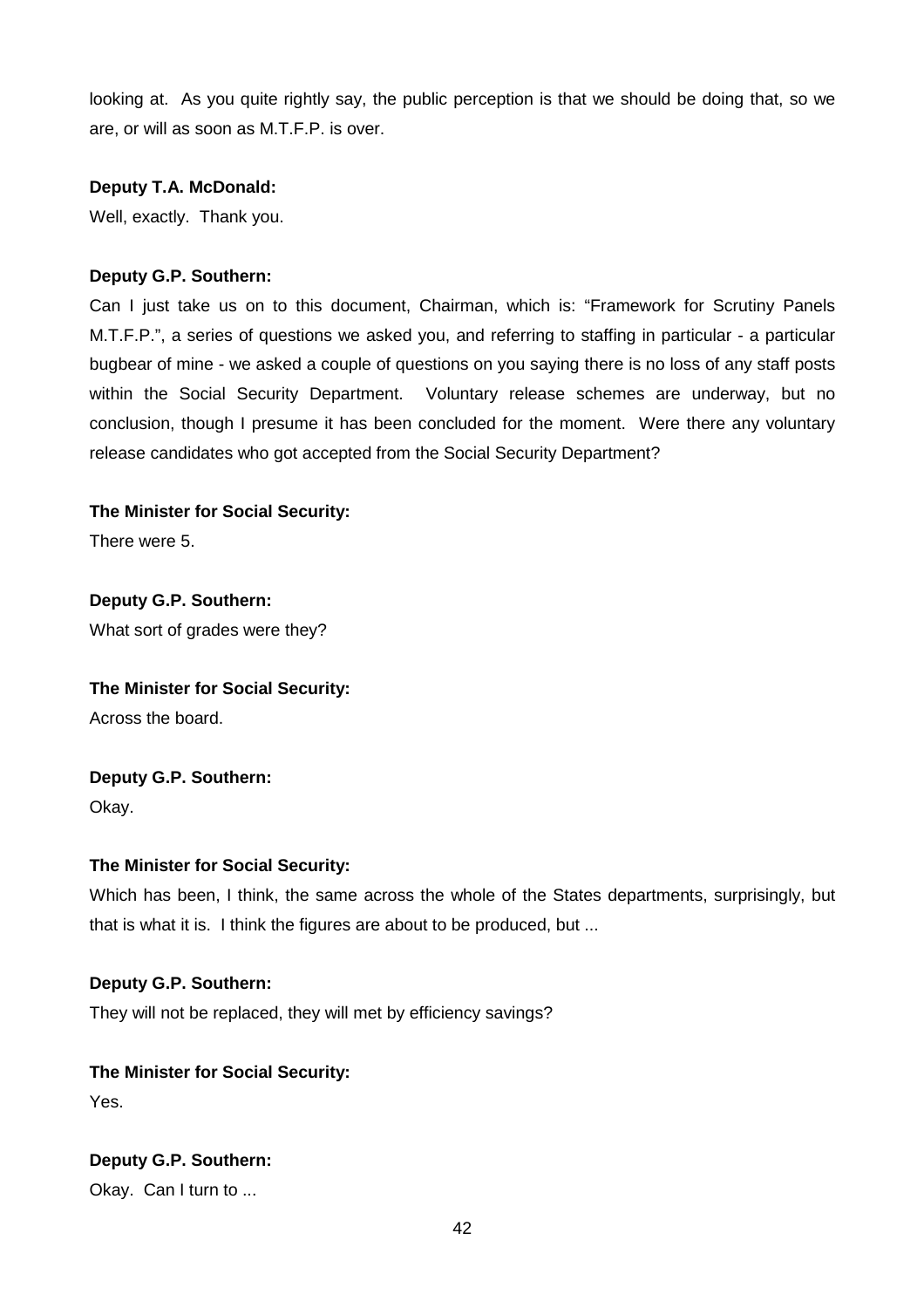looking at. As you quite rightly say, the public perception is that we should be doing that, so we are, or will as soon as M.T.F.P. is over.

**Deputy T.A. McDonald:**

Well, exactly. Thank you.

**Deputy G.P. Southern:**

Can I just take us on to this document, Chairman, which is: "Framework for Scrutiny Panels M.T.F.P.", a series of questions we asked you, and referring to staffing in particular - a particular bugbear of mine - we asked a couple of questions on you saying there is no loss of any staff posts within the Social Security Department. Voluntary release schemes are underway, but no conclusion, though I presume it has been concluded for the moment. Were there any voluntary release candidates who got accepted from the Social Security Department?

**The Minister for Social Security:**

There were 5.

**Deputy G.P. Southern:**

What sort of grades were they?

**The Minister for Social Security:**

Across the board.

**Deputy G.P. Southern:**

Okay.

**The Minister for Social Security:**

Which has been, I think, the same across the whole of the States departments, surprisingly, but that is what it is. I think the figures are about to be produced, but ...

**Deputy G.P. Southern:**

They will not be replaced, they will met by efficiency savings?

**The Minister for Social Security:**

Yes.

**Deputy G.P. Southern:**

Okay. Can I turn to ...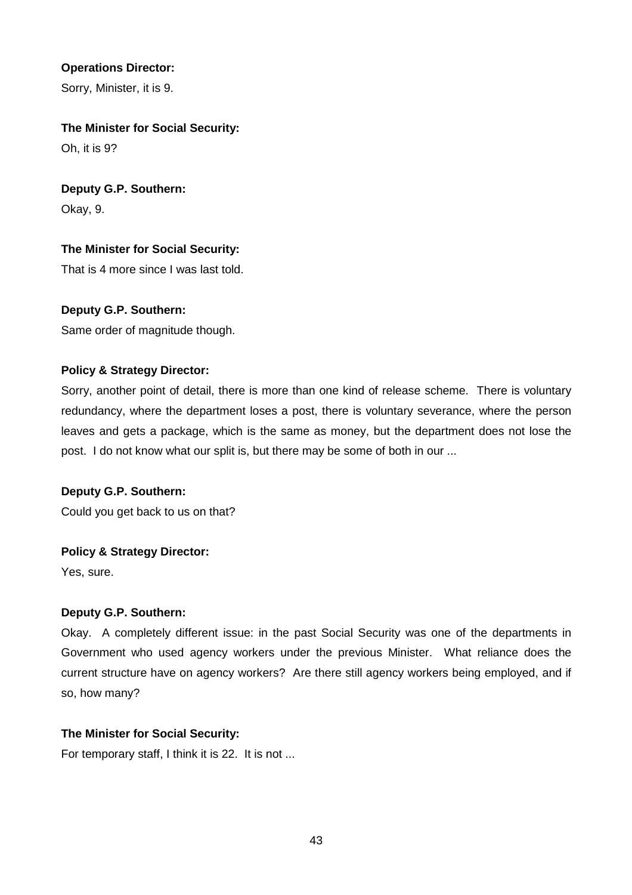**Operations Director:**

Sorry, Minister, it is 9.

**The Minister for Social Security:**

Oh, it is 9?

**Deputy G.P. Southern:**

Okay, 9.

**The Minister for Social Security:**

That is 4 more since I was last told.

**Deputy G.P. Southern:**

Same order of magnitude though.

**Policy & Strategy Director:**

Sorry, another point of detail, there is more than one kind of release scheme. There is voluntary redundancy, where the department loses a post, there is voluntary severance, where the person leaves and gets a package, which is the same as money, but the department does not lose the post. I do not know what our split is, but there may be some of both in our ...

**Deputy G.P. Southern:**

Could you get back to us on that?

**Policy & Strategy Director:**

Yes, sure.

**Deputy G.P. Southern:**

Okay. A completely different issue: in the past Social Security was one of the departments in Government who used agency workers under the previous Minister. What reliance does the current structure have on agency workers? Are there still agency workers being employed, and if so, how many?

**The Minister for Social Security:**

For temporary staff, I think it is 22. It is not ...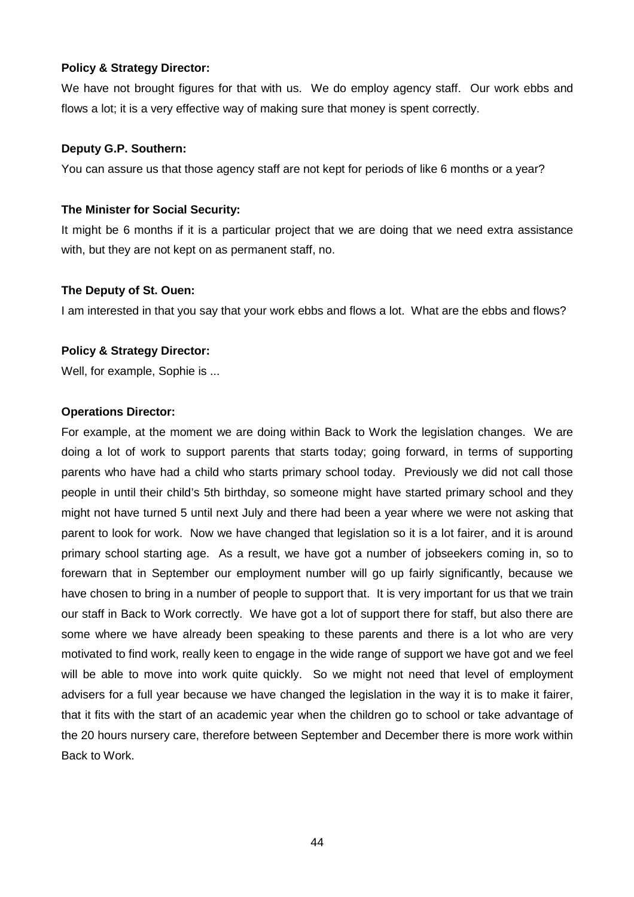**Policy & Strategy Director:**

We have not brought figures for that with us. We do employ agency staff. Our work ebbs and flows a lot; it is a very effective way of making sure that money is spent correctly.

**Deputy G.P. Southern:**

You can assure us that those agency staff are not kept for periods of like 6 months or a year?

**The Minister for Social Security:**

It might be 6 months if it is a particular project that we are doing that we need extra assistance with, but they are not kept on as permanent staff, no.

**The Deputy of St. Ouen:**

I am interested in that you say that your work ebbs and flows a lot. What are the ebbs and flows?

**Policy & Strategy Director:**

Well, for example, Sophie is ...

**Operations Director:**

For example, at the moment we are doing within Back to Work the legislation changes. We are doing a lot of work to support parents that starts today; going forward, in terms of supporting parents who have had a child who starts primary school today. Previously we did not call those people in until their child's 5th birthday, so someone might have started primary school and they might not have turned 5 until next July and there had been a year where we were not asking that parent to look for work. Now we have changed that legislation so it is a lot fairer, and it is around primary school starting age. As a result, we have got a number of jobseekers coming in, so to forewarn that in September our employment number will go up fairly significantly, because we have chosen to bring in a number of people to support that. It is very important for us that we train our staff in Back to Work correctly. We have got a lot of support there for staff, but also there are some where we have already been speaking to these parents and there is a lot who are very motivated to find work, really keen to engage in the wide range of support we have got and we feel will be able to move into work quite quickly. So we might not need that level of employment advisers for a full year because we have changed the legislation in the way it is to make it fairer, that it fits with the start of an academic year when the children go to school or take advantage of the 20 hours nursery care, therefore between September and December there is more work within Back to Work.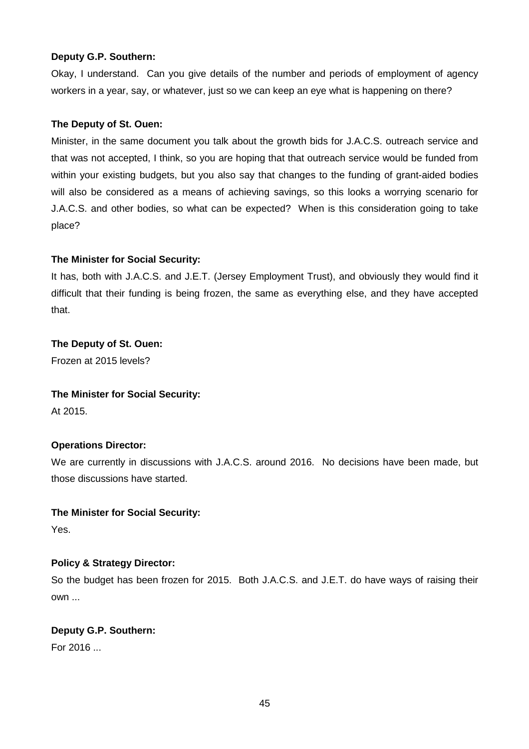**Deputy G.P. Southern:**

Okay, I understand. Can you give details of the number and periods of employment of agency workers in a year, say, or whatever, just so we can keep an eye what is happening on there?

**The Deputy of St. Ouen:**

Minister, in the same document you talk about the growth bids for J.A.C.S. outreach service and that was not accepted, I think, so you are hoping that that outreach service would be funded from within your existing budgets, but you also say that changes to the funding of grant-aided bodies will also be considered as a means of achieving savings, so this looks a worrying scenario for J.A.C.S. and other bodies, so what can be expected? When is this consideration going to take place?

**The Minister for Social Security:**

It has, both with J.A.C.S. and J.E.T. (Jersey Employment Trust), and obviously they would find it difficult that their funding is being frozen, the same as everything else, and they have accepted that.

**The Deputy of St. Ouen:**

Frozen at 2015 levels?

**The Minister for Social Security:**

At 2015.

**Operations Director:**

We are currently in discussions with J.A.C.S. around 2016. No decisions have been made, but those discussions have started.

**The Minister for Social Security:**

Yes.

**Policy & Strategy Director:**

So the budget has been frozen for 2015. Both J.A.C.S. and J.E.T. do have ways of raising their own ...

**Deputy G.P. Southern:**

For 2016 ...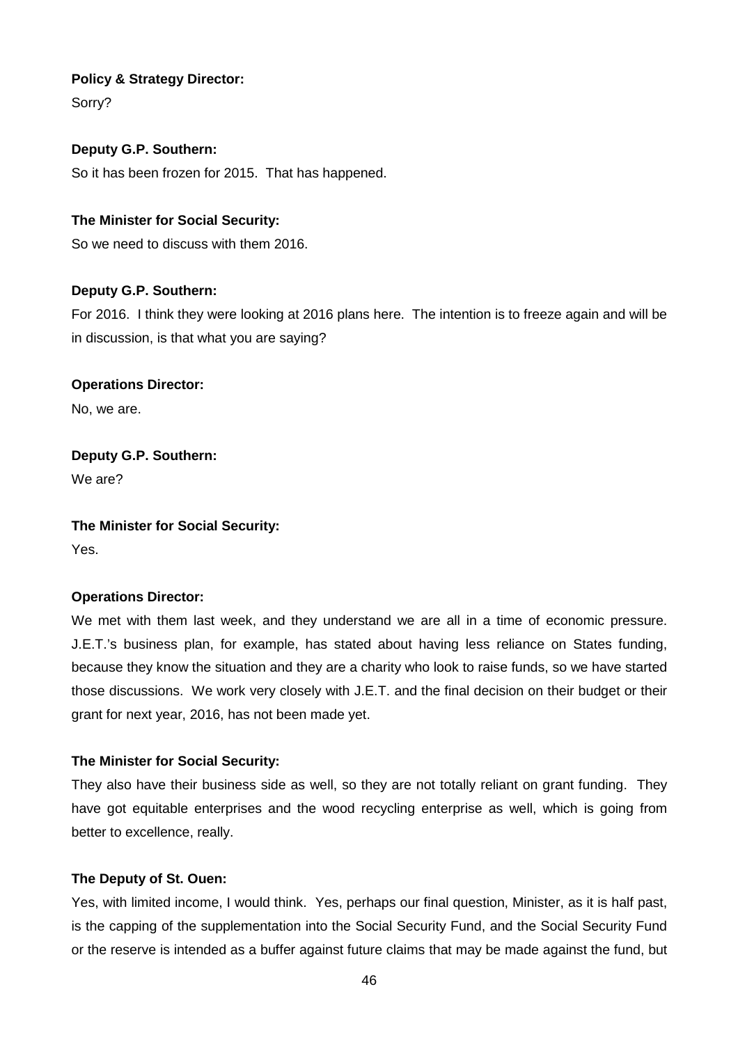**Policy & Strategy Director:**

Sorry?

**Deputy G.P. Southern:**

So it has been frozen for 2015. That has happened.

**The Minister for Social Security:**

So we need to discuss with them 2016.

**Deputy G.P. Southern:**

For 2016. I think they were looking at 2016 plans here. The intention is to freeze again and will be in discussion, is that what you are saying?

**Operations Director:**

No, we are.

**Deputy G.P. Southern:**

We are?

**The Minister for Social Security:**

Yes.

**Operations Director:**

We met with them last week, and they understand we are all in a time of economic pressure. J.E.T.'s business plan, for example, has stated about having less reliance on States funding, because they know the situation and they are a charity who look to raise funds, so we have started those discussions. We work very closely with J.E.T. and the final decision on their budget or their grant for next year, 2016, has not been made yet.

**The Minister for Social Security:**

They also have their business side as well, so they are not totally reliant on grant funding. They have got equitable enterprises and the wood recycling enterprise as well, which is going from better to excellence, really.

**The Deputy of St. Ouen:**

Yes, with limited income, I would think. Yes, perhaps our final question, Minister, as it is half past, is the capping of the supplementation into the Social Security Fund, and the Social Security Fund or the reserve is intended as a buffer against future claims that may be made against the fund, but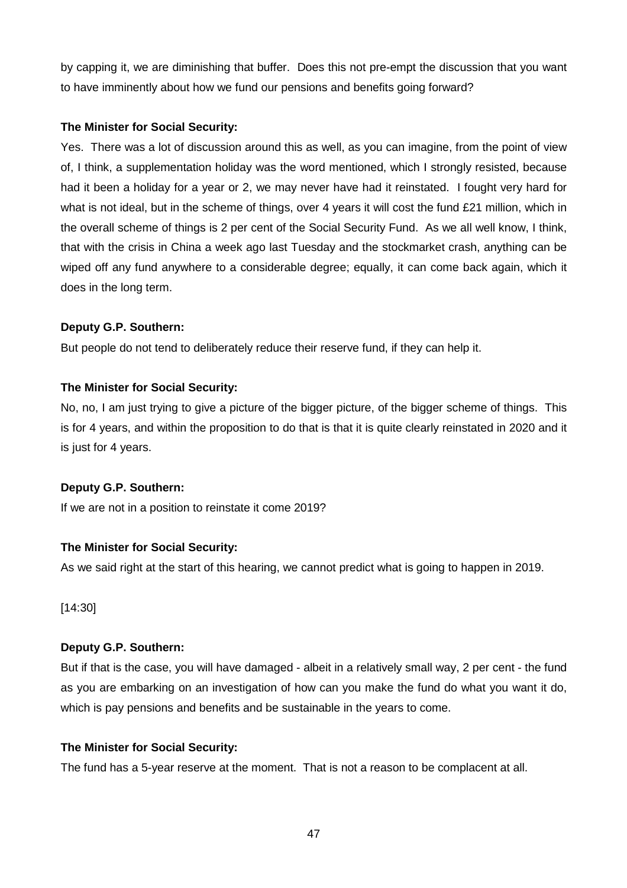by capping it, we are diminishing that buffer. Does this not pre-empt the discussion that you want to have imminently about how we fund our pensions and benefits going forward?

**The Minister for Social Security:**

Yes. There was a lot of discussion around this as well, as you can imagine, from the point of view of, I think, a supplementation holiday was the word mentioned, which I strongly resisted, because had it been a holiday for a year or 2, we may never have had it reinstated. I fought very hard for what is not ideal, but in the scheme of things, over 4 years it will cost the fund £21 million, which in the overall scheme of things is 2 per cent of the Social Security Fund. As we all well know, I think, that with the crisis in China a week ago last Tuesday and the stockmarket crash, anything can be wiped off any fund anywhere to a considerable degree; equally, it can come back again, which it does in the long term.

**Deputy G.P. Southern:**

But people do not tend to deliberately reduce their reserve fund, if they can help it.

**The Minister for Social Security:**

No, no, I am just trying to give a picture of the bigger picture, of the bigger scheme of things. This is for 4 years, and within the proposition to do that is that it is quite clearly reinstated in 2020 and it is just for 4 years.

**Deputy G.P. Southern:**

If we are not in a position to reinstate it come 2019?

**The Minister for Social Security:**

As we said right at the start of this hearing, we cannot predict what is going to happen in 2019.

[14:30]

**Deputy G.P. Southern:**

But if that is the case, you will have damaged - albeit in a relatively small way, 2 per cent - the fund as you are embarking on an investigation of how can you make the fund do what you want it do, which is pay pensions and benefits and be sustainable in the years to come.

**The Minister for Social Security:**

The fund has a 5-year reserve at the moment. That is not a reason to be complacent at all.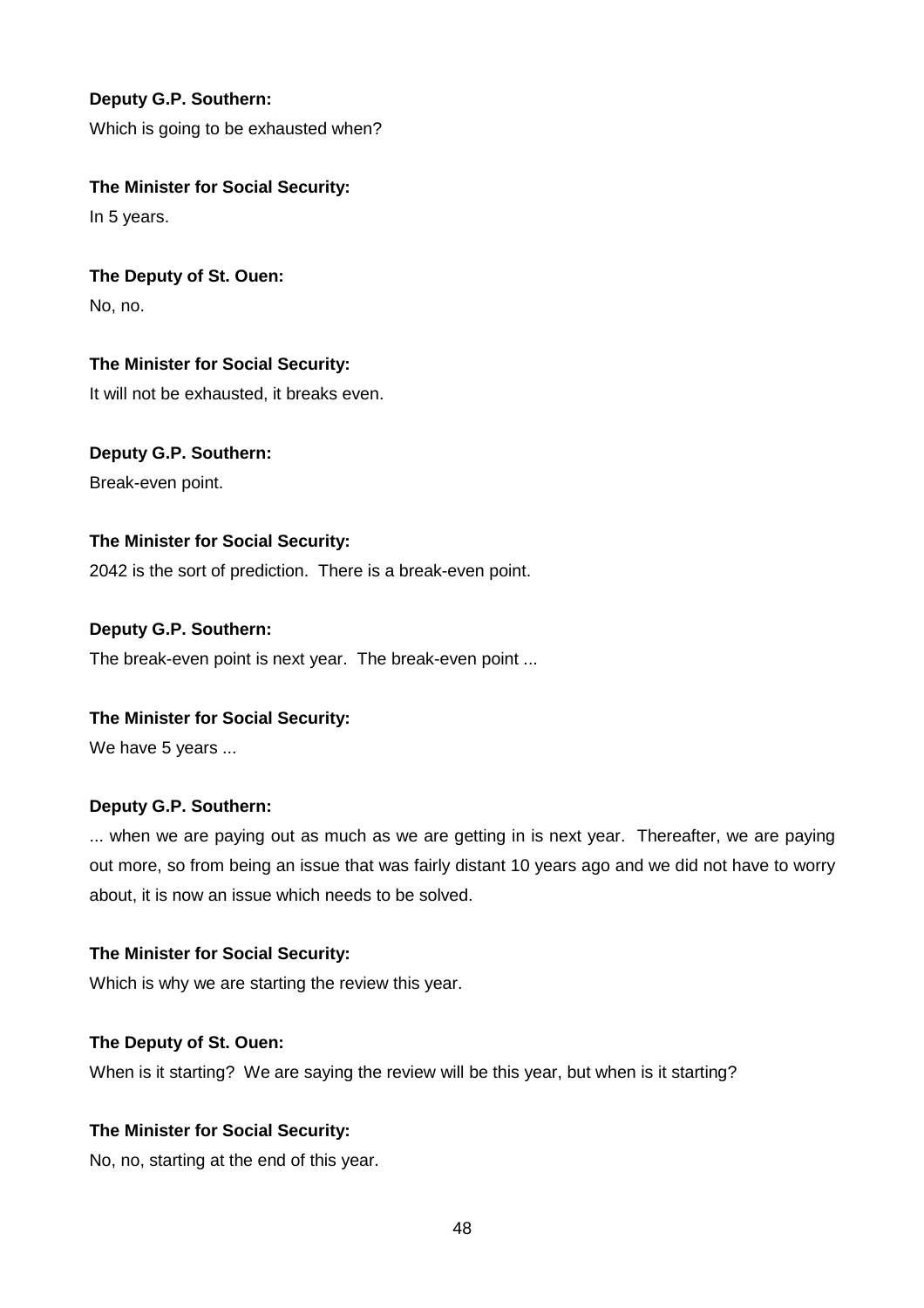**Deputy G.P. Southern:**

Which is going to be exhausted when?

**The Minister for Social Security:**

In 5 years.

**The Deputy of St. Ouen:**

No, no.

**The Minister for Social Security:**

It will not be exhausted, it breaks even.

**Deputy G.P. Southern:**

Break-even point.

**The Minister for Social Security:**

2042 is the sort of prediction. There is a break-even point.

**Deputy G.P. Southern:**

The break-even point is next year. The break-even point ...

**The Minister for Social Security:**

We have 5 years ...

**Deputy G.P. Southern:**

... when we are paying out as much as we are getting in is next year. Thereafter, we are paying out more, so from being an issue that was fairly distant 10 years ago and we did not have to worry about, it is now an issue which needs to be solved.

**The Minister for Social Security:**

Which is why we are starting the review this year.

**The Deputy of St. Ouen:**

When is it starting? We are saying the review will be this year, but when is it starting?

**The Minister for Social Security:**

No, no, starting at the end of this year.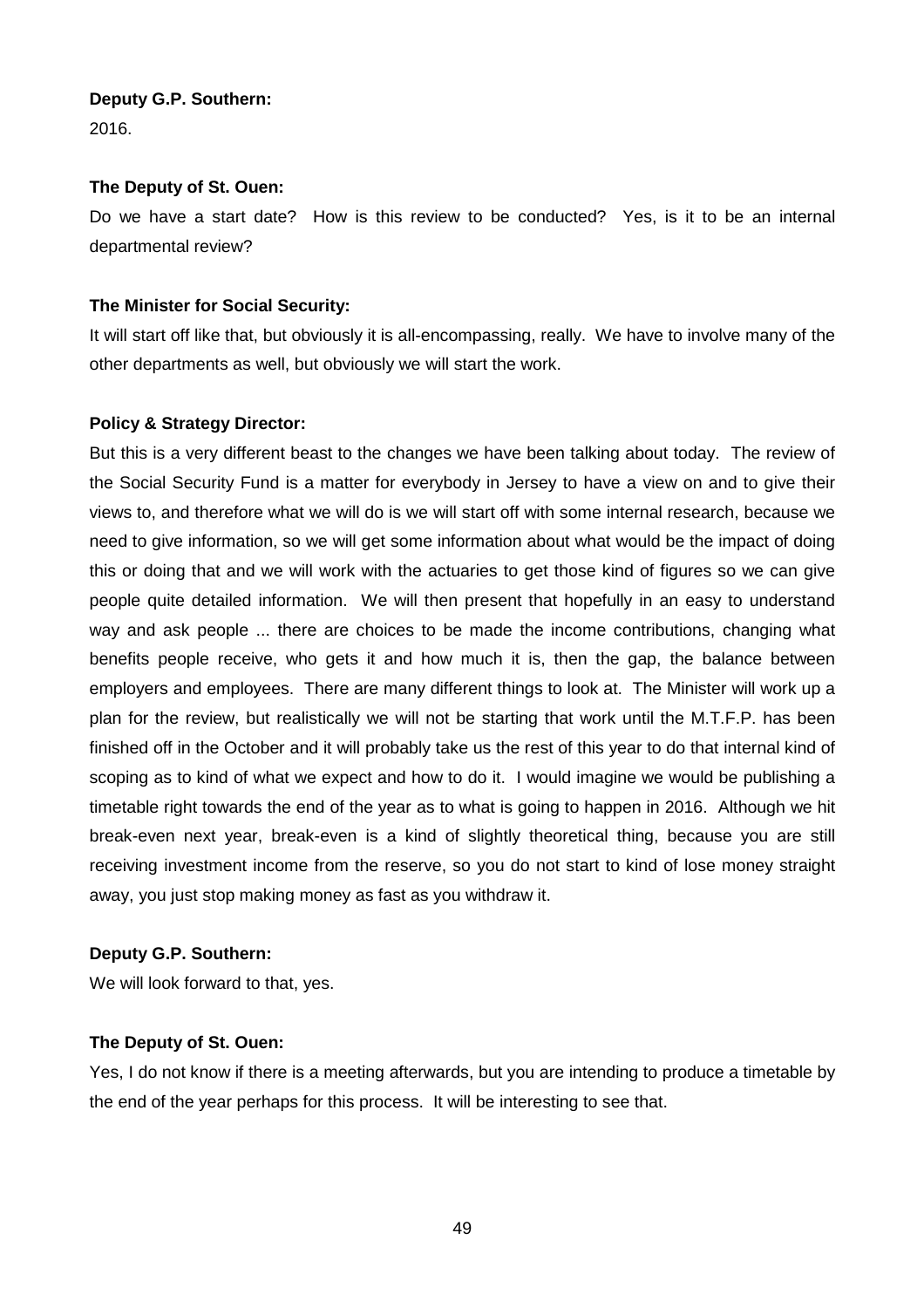**Deputy G.P. Southern:**

2016.

**The Deputy of St. Ouen:**

Do we have a start date? How is this review to be conducted? Yes, is it to be an internal departmental review?

**The Minister for Social Security:**

It will start off like that, but obviously it is all-encompassing, really. We have to involve many of the other departments as well, but obviously we will start the work.

**Policy & Strategy Director:**

But this is a very different beast to the changes we have been talking about today. The review of the Social Security Fund is a matter for everybody in Jersey to have a view on and to give their views to, and therefore what we will do is we will start off with some internal research, because we need to give information, so we will get some information about what would be the impact of doing this or doing that and we will work with the actuaries to get those kind of figures so we can give people quite detailed information. We will then present that hopefully in an easy to understand way and ask people ... there are choices to be made the income contributions, changing what benefits people receive, who gets it and how much it is, then the gap, the balance between employers and employees. There are many different things to look at. The Minister will work up a plan for the review, but realistically we will not be starting that work until the M.T.F.P. has been finished off in the October and it will probably take us the rest of this year to do that internal kind of scoping as to kind of what we expect and how to do it. I would imagine we would be publishing a timetable right towards the end of the year as to what is going to happen in 2016. Although we hit break-even next year, break-even is a kind of slightly theoretical thing, because you are still receiving investment income from the reserve, so you do not start to kind of lose money straight away, you just stop making money as fast as you withdraw it.

**Deputy G.P. Southern:**

We will look forward to that, yes.

**The Deputy of St. Ouen:**

Yes, I do not know if there is a meeting afterwards, but you are intending to produce a timetable by the end of the year perhaps for this process. It will be interesting to see that.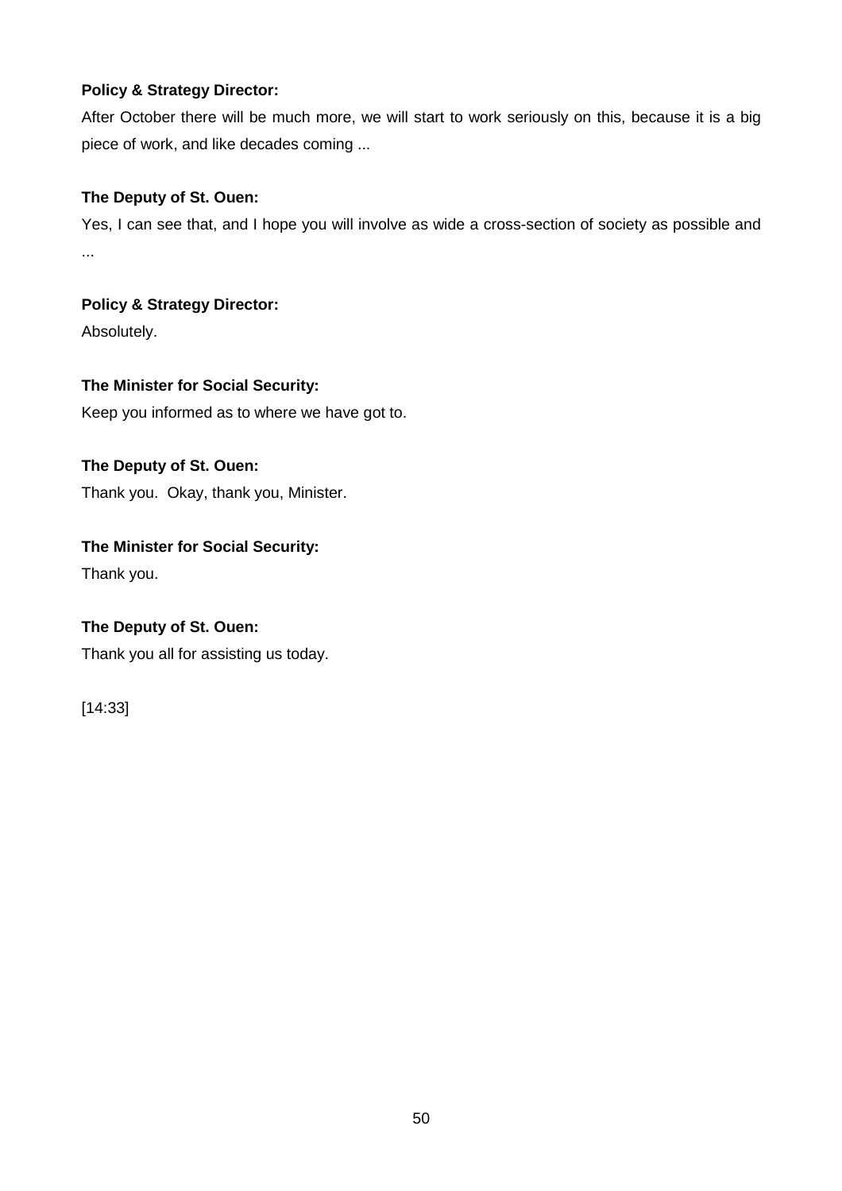**Policy & Strategy Director:**

After October there will be much more, we will start to work seriously on this, because it is a big piece of work, and like decades coming ...

**The Deputy of St. Ouen:**

Yes, I can see that, and I hope you will involve as wide a cross-section of society as possible and ...

**Policy & Strategy Director:**

Absolutely.

**The Minister for Social Security:**

Keep you informed as to where we have got to.

**The Deputy of St. Ouen:**

Thank you. Okay, thank you, Minister.

**The Minister for Social Security:**

Thank you.

**The Deputy of St. Ouen:**

Thank you all for assisting us today.

[14:33]